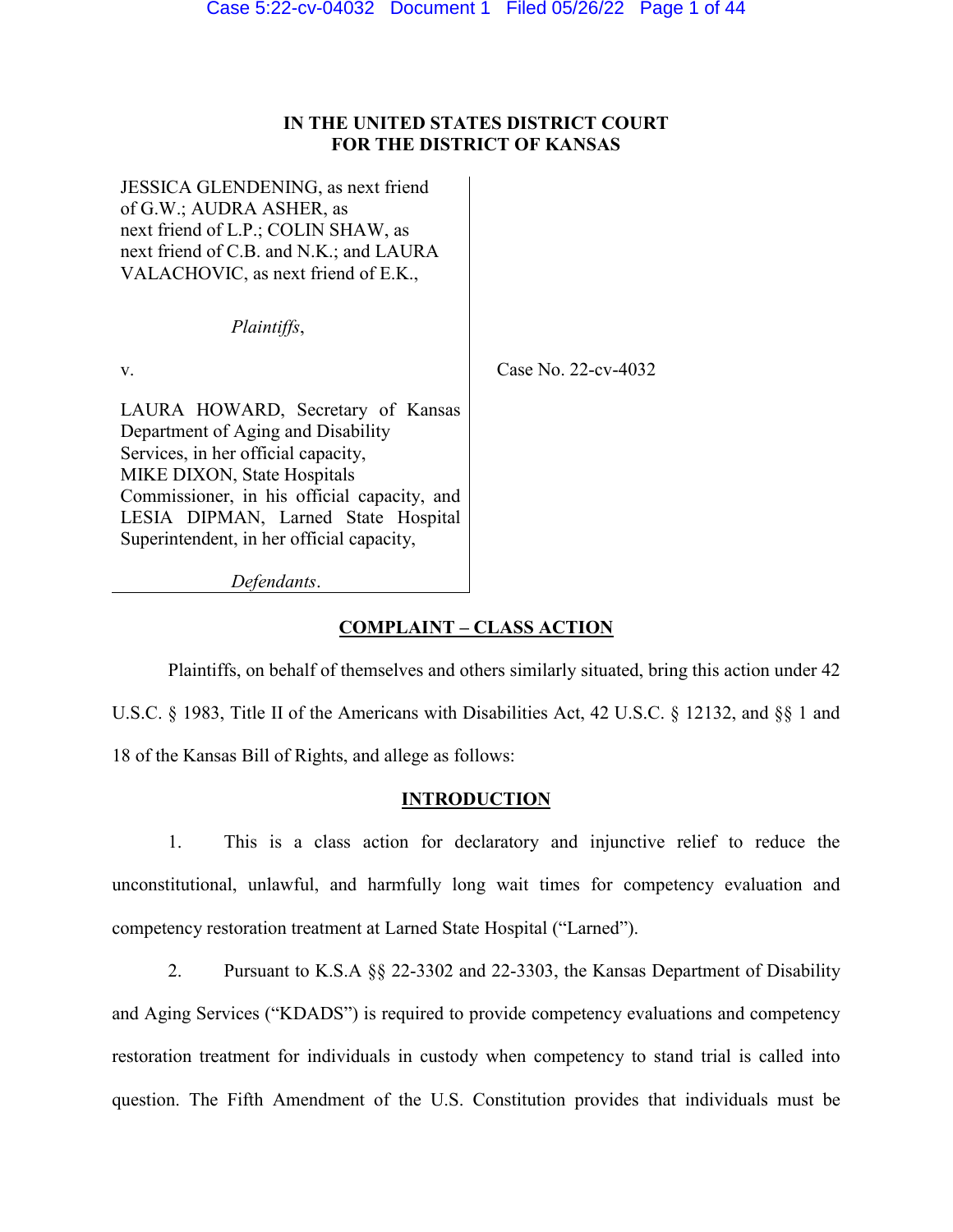**IN THE UNITED STATES DISTRICT COURT**
**FOR THE DISTRICT OF KANSAS**

JESSICA GLENDENING, as next friend of G.W.; AUDRA ASHER, as next friend of L.P.; COLIN SHAW, as next friend of C.B. and N.K.; and LAURA VALACHOVIC, as next friend of E.K.,

*Plaintiffs*,

v.

LAURA HOWARD, Secretary of Kansas Department of Aging and Disability Services, in her official capacity, MIKE DIXON, State Hospitals Commissioner, in his official capacity, and LESIA DIPMAN, Larned State Hospital Superintendent, in her official capacity,

*Defendants*.

Case No. 22-cv-4032

## COMPLAINT – CLASS ACTION

Plaintiffs, on behalf of themselves and others similarly situated, bring this action under 42 U.S.C. § 1983, Title II of the Americans with Disabilities Act, 42 U.S.C. § 12132, and §§ 1 and 18 of the Kansas Bill of Rights, and allege as follows:

## INTRODUCTION

1. This is a class action for declaratory and injunctive relief to reduce the unconstitutional, unlawful, and harmfully long wait times for competency evaluation and competency restoration treatment at Larned State Hospital ("Larned").

2. Pursuant to K.S.A §§ 22-3302 and 22-3303, the Kansas Department of Disability and Aging Services ("KDADS") is required to provide competency evaluations and competency restoration treatment for individuals in custody when competency to stand trial is called into question. The Fifth Amendment of the U.S. Constitution provides that individuals must be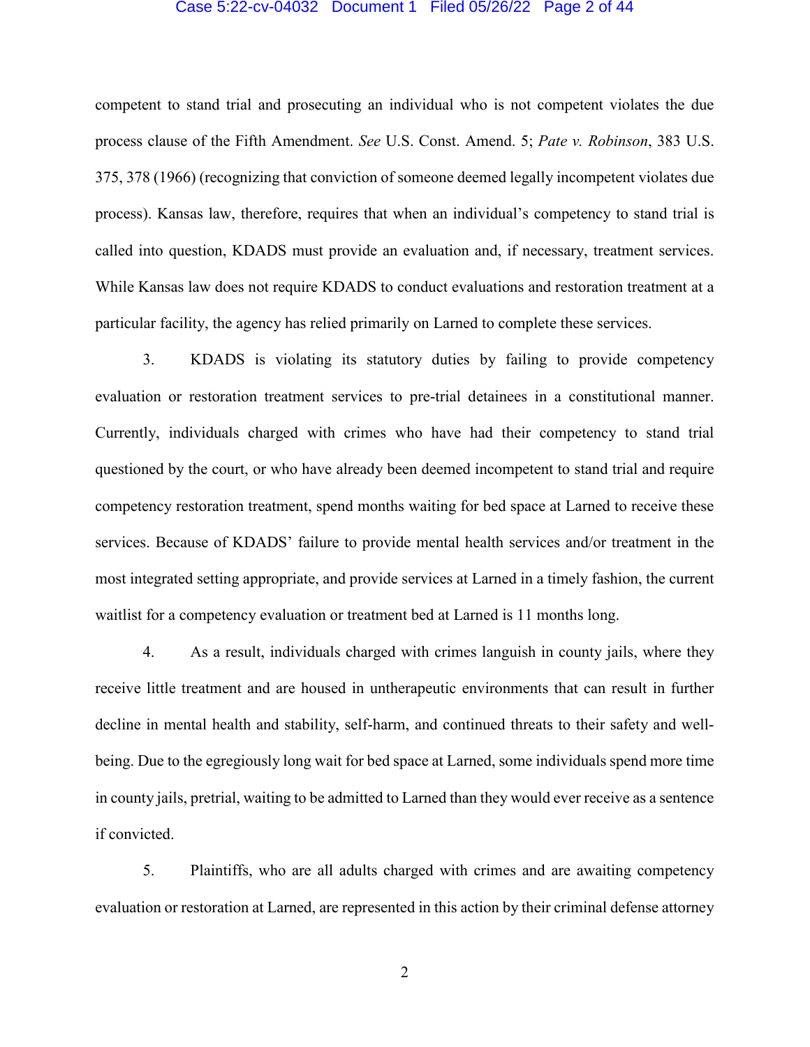competent to stand trial and prosecuting an individual who is not competent violates the due process clause of the Fifth Amendment. *See* U.S. Const. Amend. 5; *Pate v. Robinson*, 383 U.S. 375, 378 (1966) (recognizing that conviction of someone deemed legally incompetent violates due process). Kansas law, therefore, requires that when an individual's competency to stand trial is called into question, KDADS must provide an evaluation and, if necessary, treatment services. While Kansas law does not require KDADS to conduct evaluations and restoration treatment at a particular facility, the agency has relied primarily on Larned to complete these services.

3. KDADS is violating its statutory duties by failing to provide competency evaluation or restoration treatment services to pre-trial detainees in a constitutional manner. Currently, individuals charged with crimes who have had their competency to stand trial questioned by the court, or who have already been deemed incompetent to stand trial and require competency restoration treatment, spend months waiting for bed space at Larned to receive these services. Because of KDADS' failure to provide mental health services and/or treatment in the most integrated setting appropriate, and provide services at Larned in a timely fashion, the current waitlist for a competency evaluation or treatment bed at Larned is 11 months long.

4. As a result, individuals charged with crimes languish in county jails, where they receive little treatment and are housed in untherapeutic environments that can result in further decline in mental health and stability, self-harm, and continued threats to their safety and well-being. Due to the egregiously long wait for bed space at Larned, some individuals spend more time in county jails, pretrial, waiting to be admitted to Larned than they would ever receive as a sentence if convicted.

5. Plaintiffs, who are all adults charged with crimes and are awaiting competency evaluation or restoration at Larned, are represented in this action by their criminal defense attorney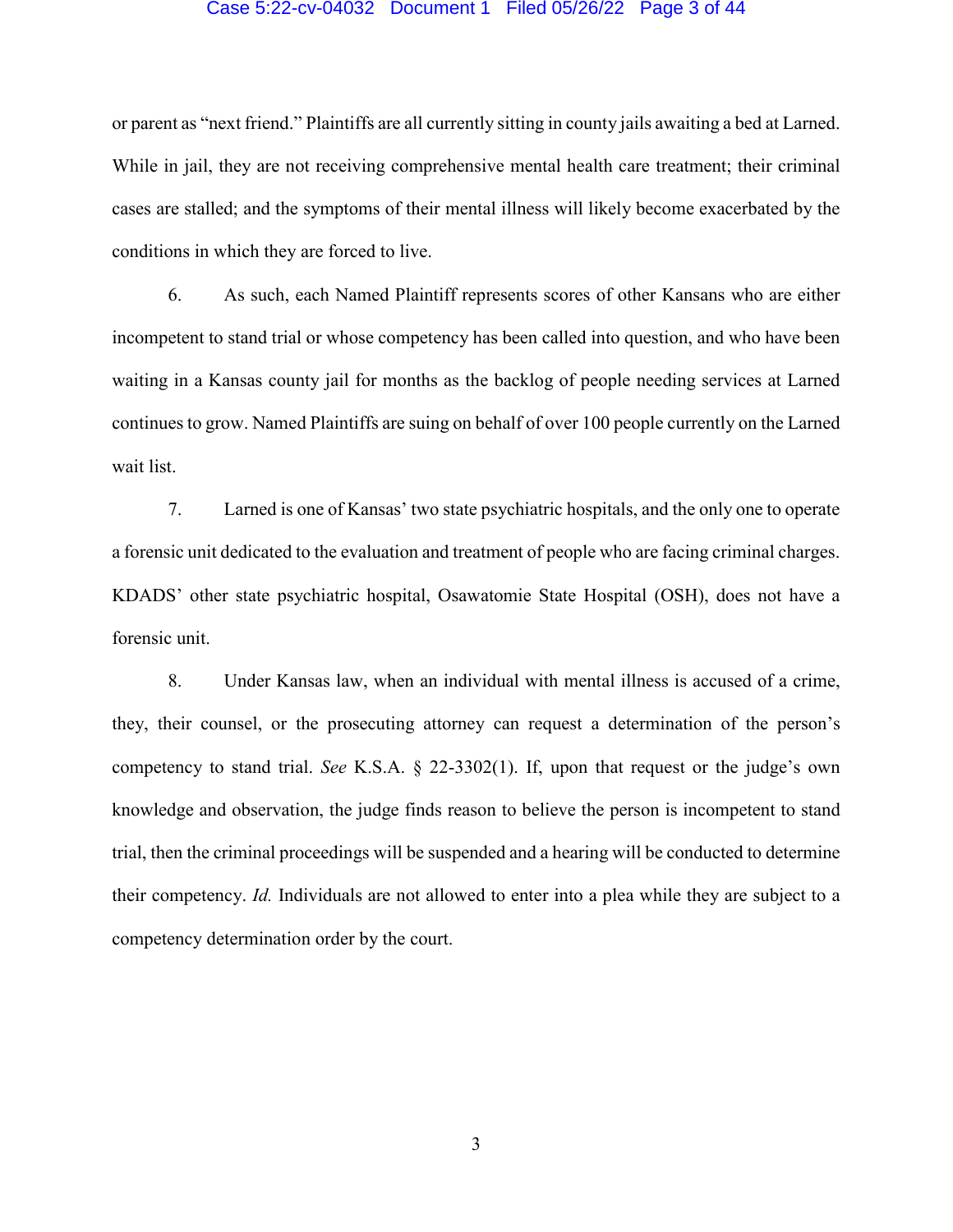or parent as "next friend." Plaintiffs are all currently sitting in county jails awaiting a bed at Larned. While in jail, they are not receiving comprehensive mental health care treatment; their criminal cases are stalled; and the symptoms of their mental illness will likely become exacerbated by the conditions in which they are forced to live.

6. As such, each Named Plaintiff represents scores of other Kansans who are either incompetent to stand trial or whose competency has been called into question, and who have been waiting in a Kansas county jail for months as the backlog of people needing services at Larned continues to grow. Named Plaintiffs are suing on behalf of over 100 people currently on the Larned wait list.

7. Larned is one of Kansas' two state psychiatric hospitals, and the only one to operate a forensic unit dedicated to the evaluation and treatment of people who are facing criminal charges. KDADS' other state psychiatric hospital, Osawatomie State Hospital (OSH), does not have a forensic unit.

8. Under Kansas law, when an individual with mental illness is accused of a crime, they, their counsel, or the prosecuting attorney can request a determination of the person's competency to stand trial. *See* K.S.A. § 22-3302(1). If, upon that request or the judge's own knowledge and observation, the judge finds reason to believe the person is incompetent to stand trial, then the criminal proceedings will be suspended and a hearing will be conducted to determine their competency. *Id.* Individuals are not allowed to enter into a plea while they are subject to a competency determination order by the court.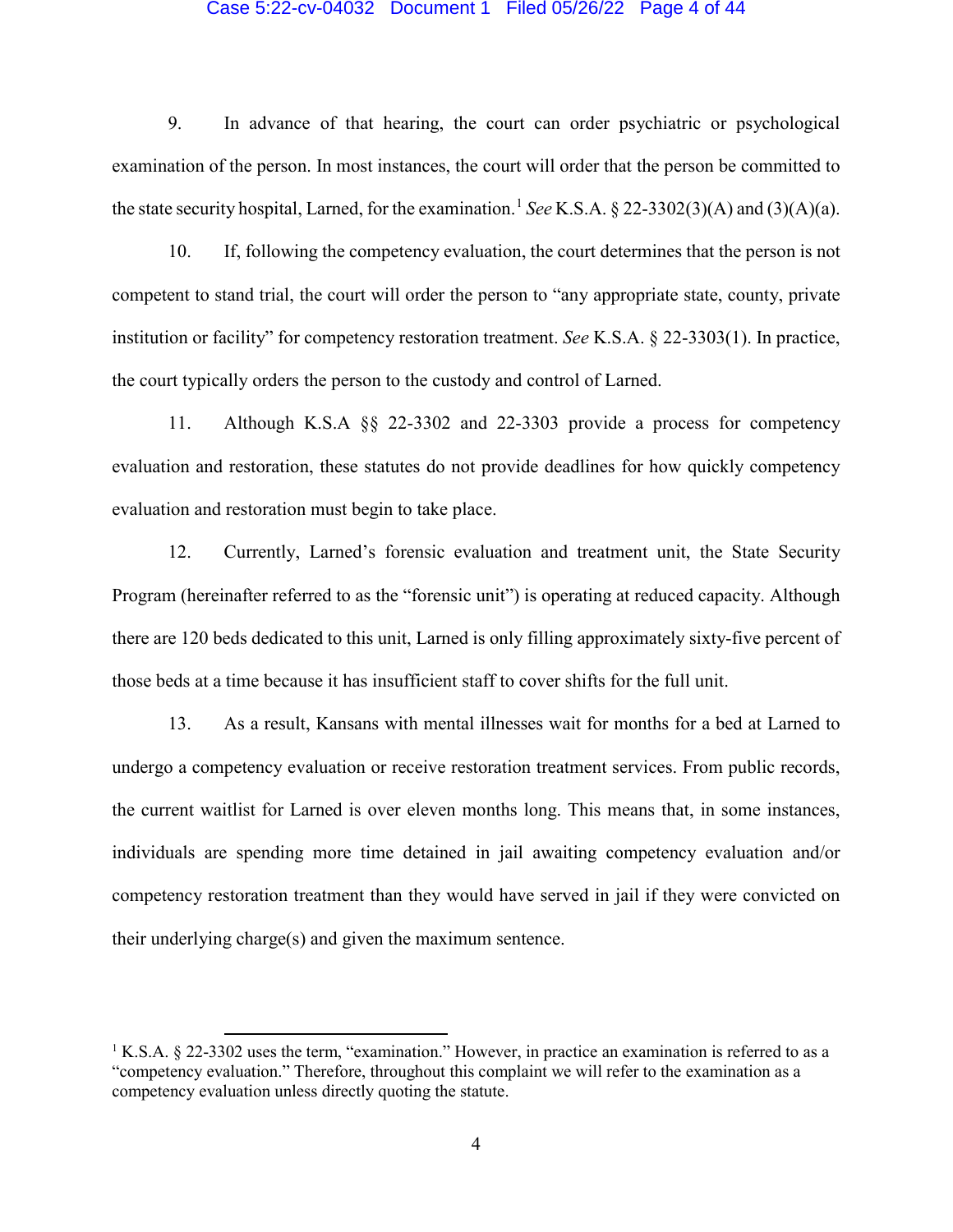9. In advance of that hearing, the court can order psychiatric or psychological examination of the person. In most instances, the court will order that the person be committed to the state security hospital, Larned, for the examination.[1] *See* K.S.A. § 22-3302(3)(A) and (3)(A)(a).

10. If, following the competency evaluation, the court determines that the person is not competent to stand trial, the court will order the person to "any appropriate state, county, private institution or facility" for competency restoration treatment. *See* K.S.A. § 22-3303(1). In practice, the court typically orders the person to the custody and control of Larned.

11. Although K.S.A §§ 22-3302 and 22-3303 provide a process for competency evaluation and restoration, these statutes do not provide deadlines for how quickly competency evaluation and restoration must begin to take place.

12. Currently, Larned's forensic evaluation and treatment unit, the State Security Program (hereinafter referred to as the "forensic unit") is operating at reduced capacity. Although there are 120 beds dedicated to this unit, Larned is only filling approximately sixty-five percent of those beds at a time because it has insufficient staff to cover shifts for the full unit.

13. As a result, Kansans with mental illnesses wait for months for a bed at Larned to undergo a competency evaluation or receive restoration treatment services. From public records, the current waitlist for Larned is over eleven months long. This means that, in some instances, individuals are spending more time detained in jail awaiting competency evaluation and/or competency restoration treatment than they would have served in jail if they were convicted on their underlying charge(s) and given the maximum sentence.

---

[1] K.S.A. § 22-3302 uses the term, "examination." However, in practice an examination is referred to as a "competency evaluation." Therefore, throughout this complaint we will refer to the examination as a competency evaluation unless directly quoting the statute.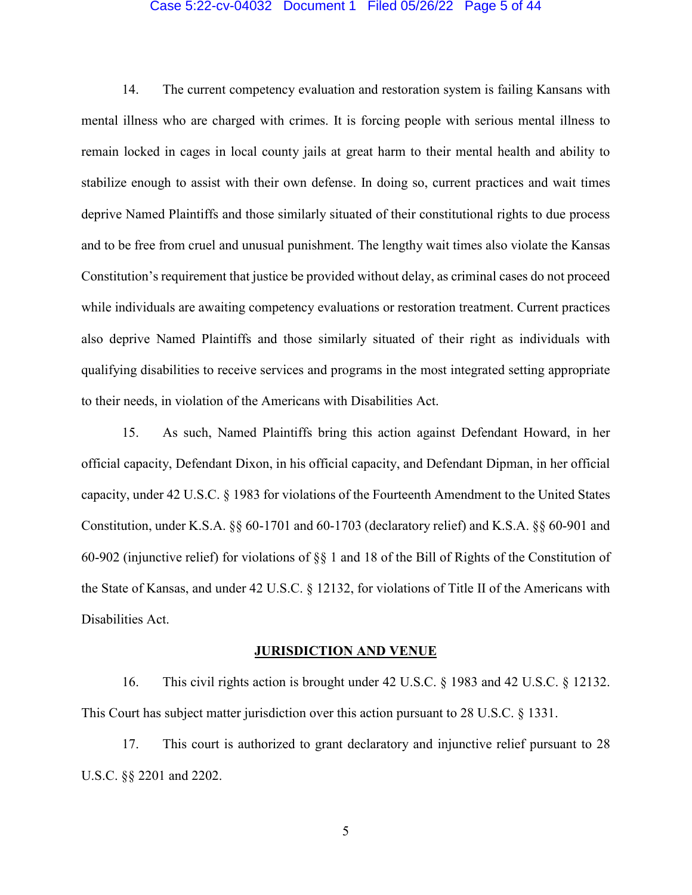14. The current competency evaluation and restoration system is failing Kansans with mental illness who are charged with crimes. It is forcing people with serious mental illness to remain locked in cages in local county jails at great harm to their mental health and ability to stabilize enough to assist with their own defense. In doing so, current practices and wait times deprive Named Plaintiffs and those similarly situated of their constitutional rights to due process and to be free from cruel and unusual punishment. The lengthy wait times also violate the Kansas Constitution's requirement that justice be provided without delay, as criminal cases do not proceed while individuals are awaiting competency evaluations or restoration treatment. Current practices also deprive Named Plaintiffs and those similarly situated of their right as individuals with qualifying disabilities to receive services and programs in the most integrated setting appropriate to their needs, in violation of the Americans with Disabilities Act.

15. As such, Named Plaintiffs bring this action against Defendant Howard, in her official capacity, Defendant Dixon, in his official capacity, and Defendant Dipman, in her official capacity, under 42 U.S.C. § 1983 for violations of the Fourteenth Amendment to the United States Constitution, under K.S.A. §§ 60-1701 and 60-1703 (declaratory relief) and K.S.A. §§ 60-901 and 60-902 (injunctive relief) for violations of §§ 1 and 18 of the Bill of Rights of the Constitution of the State of Kansas, and under 42 U.S.C. § 12132, for violations of Title II of the Americans with Disabilities Act.

## JURISDICTION AND VENUE

16. This civil rights action is brought under 42 U.S.C. § 1983 and 42 U.S.C. § 12132. This Court has subject matter jurisdiction over this action pursuant to 28 U.S.C. § 1331.

17. This court is authorized to grant declaratory and injunctive relief pursuant to 28 U.S.C. §§ 2201 and 2202.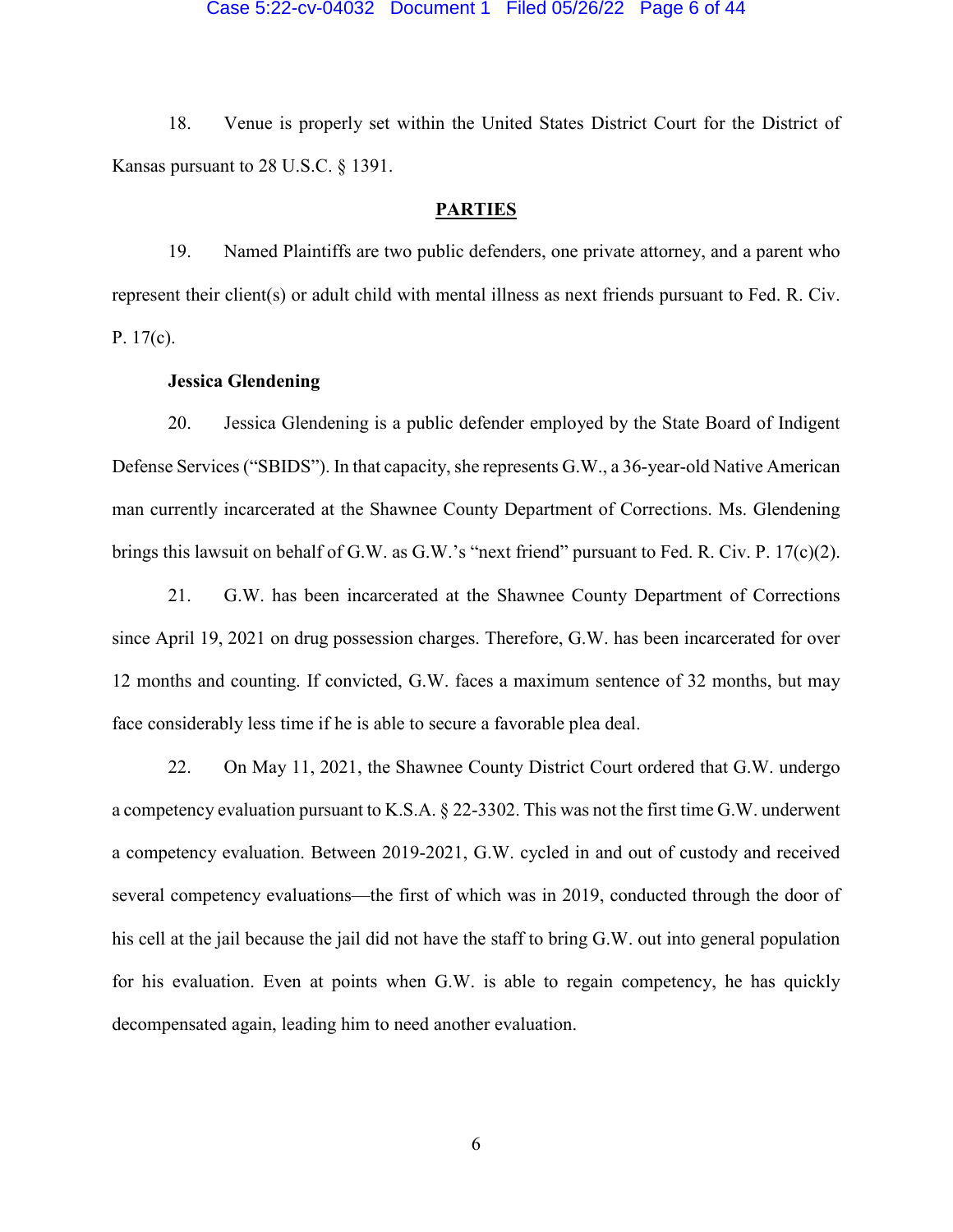18. Venue is properly set within the United States District Court for the District of Kansas pursuant to 28 U.S.C. § 1391.

## PARTIES

19. Named Plaintiffs are two public defenders, one private attorney, and a parent who represent their client(s) or adult child with mental illness as next friends pursuant to Fed. R. Civ. P. 17(c).

**Jessica Glendening**

20. Jessica Glendening is a public defender employed by the State Board of Indigent Defense Services ("SBIDS"). In that capacity, she represents G.W., a 36-year-old Native American man currently incarcerated at the Shawnee County Department of Corrections. Ms. Glendening brings this lawsuit on behalf of G.W. as G.W.'s "next friend" pursuant to Fed. R. Civ. P. 17(c)(2).

21. G.W. has been incarcerated at the Shawnee County Department of Corrections since April 19, 2021 on drug possession charges. Therefore, G.W. has been incarcerated for over 12 months and counting. If convicted, G.W. faces a maximum sentence of 32 months, but may face considerably less time if he is able to secure a favorable plea deal.

22. On May 11, 2021, the Shawnee County District Court ordered that G.W. undergo a competency evaluation pursuant to K.S.A. § 22-3302. This was not the first time G.W. underwent a competency evaluation. Between 2019-2021, G.W. cycled in and out of custody and received several competency evaluations—the first of which was in 2019, conducted through the door of his cell at the jail because the jail did not have the staff to bring G.W. out into general population for his evaluation. Even at points when G.W. is able to regain competency, he has quickly decompensated again, leading him to need another evaluation.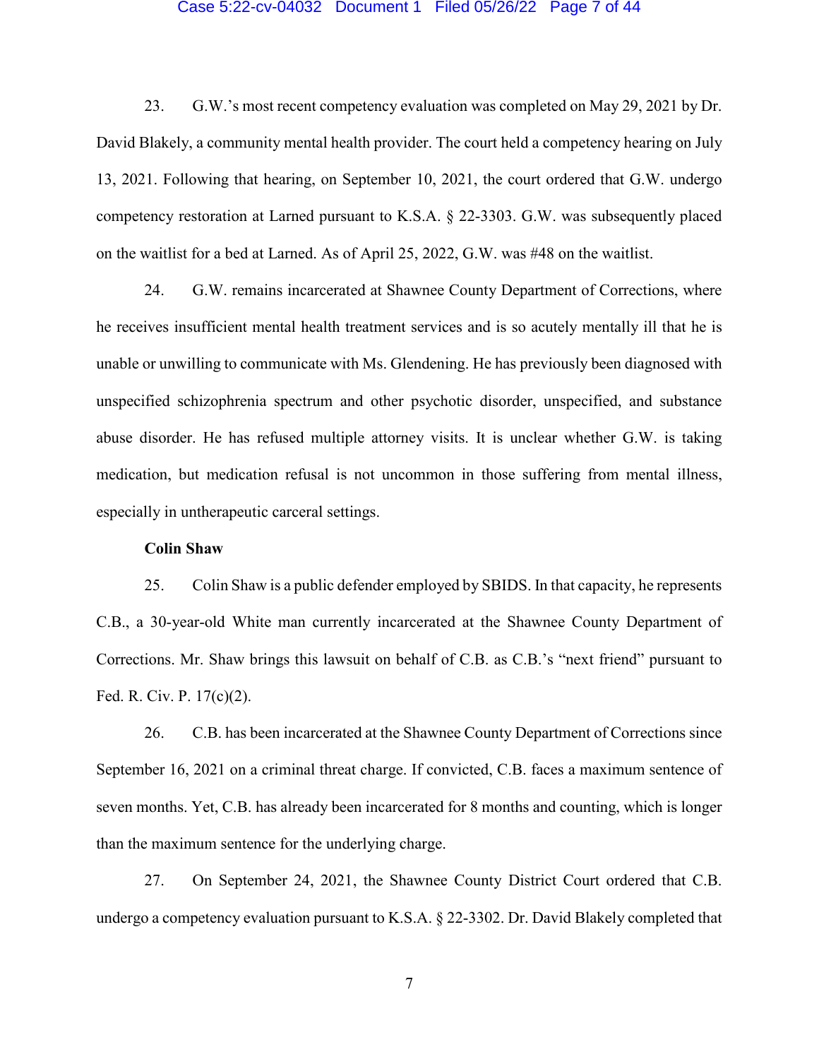23. G.W.'s most recent competency evaluation was completed on May 29, 2021 by Dr. David Blakely, a community mental health provider. The court held a competency hearing on July 13, 2021. Following that hearing, on September 10, 2021, the court ordered that G.W. undergo competency restoration at Larned pursuant to K.S.A. § 22-3303. G.W. was subsequently placed on the waitlist for a bed at Larned. As of April 25, 2022, G.W. was #48 on the waitlist.

24. G.W. remains incarcerated at Shawnee County Department of Corrections, where he receives insufficient mental health treatment services and is so acutely mentally ill that he is unable or unwilling to communicate with Ms. Glendening. He has previously been diagnosed with unspecified schizophrenia spectrum and other psychotic disorder, unspecified, and substance abuse disorder. He has refused multiple attorney visits. It is unclear whether G.W. is taking medication, but medication refusal is not uncommon in those suffering from mental illness, especially in untherapeutic carceral settings.

**Colin Shaw**

25. Colin Shaw is a public defender employed by SBIDS. In that capacity, he represents C.B., a 30-year-old White man currently incarcerated at the Shawnee County Department of Corrections. Mr. Shaw brings this lawsuit on behalf of C.B. as C.B.'s "next friend" pursuant to Fed. R. Civ. P. 17(c)(2).

26. C.B. has been incarcerated at the Shawnee County Department of Corrections since September 16, 2021 on a criminal threat charge. If convicted, C.B. faces a maximum sentence of seven months. Yet, C.B. has already been incarcerated for 8 months and counting, which is longer than the maximum sentence for the underlying charge.

27. On September 24, 2021, the Shawnee County District Court ordered that C.B. undergo a competency evaluation pursuant to K.S.A. § 22-3302. Dr. David Blakely completed that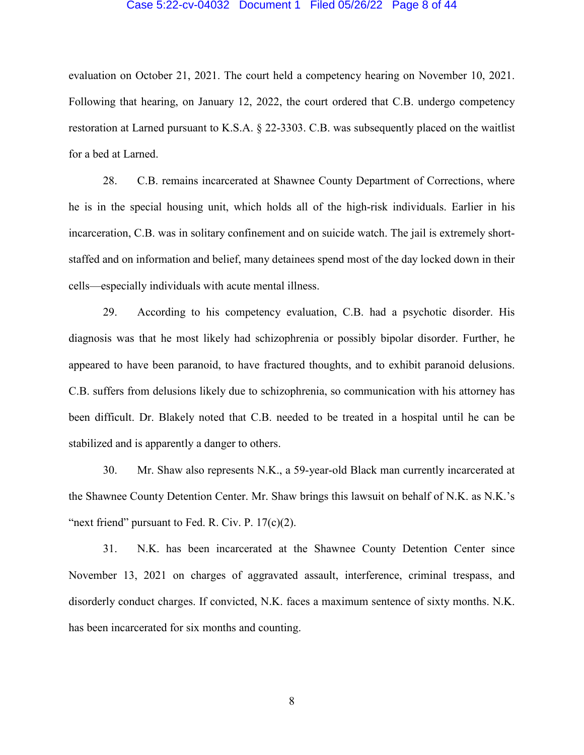evaluation on October 21, 2021. The court held a competency hearing on November 10, 2021. Following that hearing, on January 12, 2022, the court ordered that C.B. undergo competency restoration at Larned pursuant to K.S.A. § 22-3303. C.B. was subsequently placed on the waitlist for a bed at Larned.

28. C.B. remains incarcerated at Shawnee County Department of Corrections, where he is in the special housing unit, which holds all of the high-risk individuals. Earlier in his incarceration, C.B. was in solitary confinement and on suicide watch. The jail is extremely short-staffed and on information and belief, many detainees spend most of the day locked down in their cells—especially individuals with acute mental illness.

29. According to his competency evaluation, C.B. had a psychotic disorder. His diagnosis was that he most likely had schizophrenia or possibly bipolar disorder. Further, he appeared to have been paranoid, to have fractured thoughts, and to exhibit paranoid delusions. C.B. suffers from delusions likely due to schizophrenia, so communication with his attorney has been difficult. Dr. Blakely noted that C.B. needed to be treated in a hospital until he can be stabilized and is apparently a danger to others.

30. Mr. Shaw also represents N.K., a 59-year-old Black man currently incarcerated at the Shawnee County Detention Center. Mr. Shaw brings this lawsuit on behalf of N.K. as N.K.'s "next friend" pursuant to Fed. R. Civ. P. 17(c)(2).

31. N.K. has been incarcerated at the Shawnee County Detention Center since November 13, 2021 on charges of aggravated assault, interference, criminal trespass, and disorderly conduct charges. If convicted, N.K. faces a maximum sentence of sixty months. N.K. has been incarcerated for six months and counting.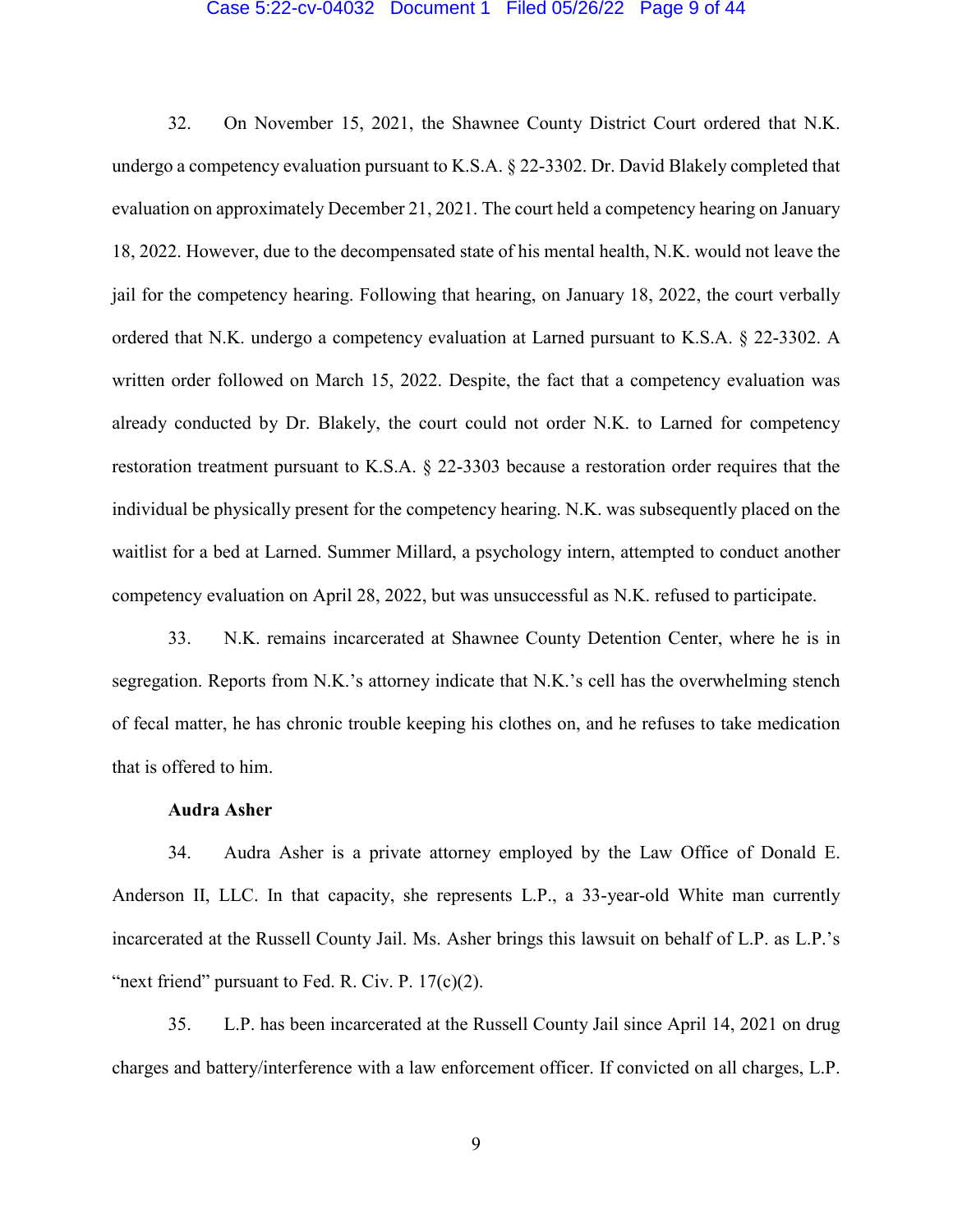32. On November 15, 2021, the Shawnee County District Court ordered that N.K. undergo a competency evaluation pursuant to K.S.A. § 22-3302. Dr. David Blakely completed that evaluation on approximately December 21, 2021. The court held a competency hearing on January 18, 2022. However, due to the decompensated state of his mental health, N.K. would not leave the jail for the competency hearing. Following that hearing, on January 18, 2022, the court verbally ordered that N.K. undergo a competency evaluation at Larned pursuant to K.S.A. § 22-3302. A written order followed on March 15, 2022. Despite, the fact that a competency evaluation was already conducted by Dr. Blakely, the court could not order N.K. to Larned for competency restoration treatment pursuant to K.S.A. § 22-3303 because a restoration order requires that the individual be physically present for the competency hearing. N.K. was subsequently placed on the waitlist for a bed at Larned. Summer Millard, a psychology intern, attempted to conduct another competency evaluation on April 28, 2022, but was unsuccessful as N.K. refused to participate.

33. N.K. remains incarcerated at Shawnee County Detention Center, where he is in segregation. Reports from N.K.'s attorney indicate that N.K.'s cell has the overwhelming stench of fecal matter, he has chronic trouble keeping his clothes on, and he refuses to take medication that is offered to him.

**Audra Asher**

34. Audra Asher is a private attorney employed by the Law Office of Donald E. Anderson II, LLC. In that capacity, she represents L.P., a 33-year-old White man currently incarcerated at the Russell County Jail. Ms. Asher brings this lawsuit on behalf of L.P. as L.P.'s "next friend" pursuant to Fed. R. Civ. P. 17(c)(2).

35. L.P. has been incarcerated at the Russell County Jail since April 14, 2021 on drug charges and battery/interference with a law enforcement officer. If convicted on all charges, L.P.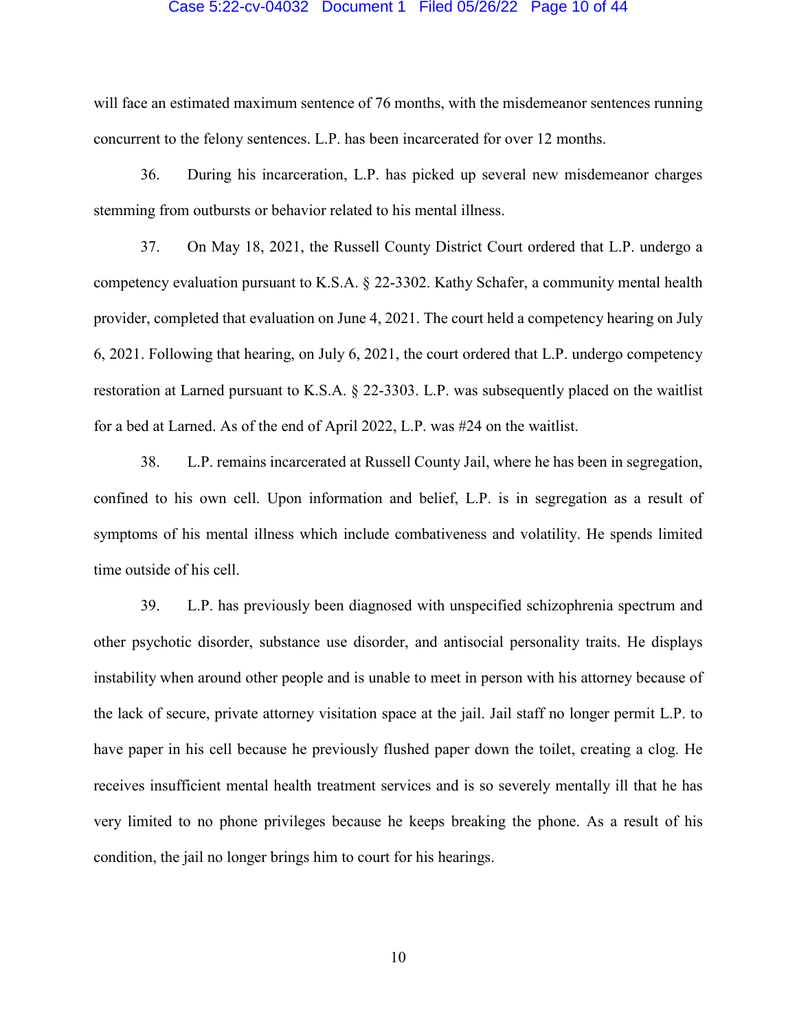will face an estimated maximum sentence of 76 months, with the misdemeanor sentences running concurrent to the felony sentences. L.P. has been incarcerated for over 12 months.

36. During his incarceration, L.P. has picked up several new misdemeanor charges stemming from outbursts or behavior related to his mental illness.

37. On May 18, 2021, the Russell County District Court ordered that L.P. undergo a competency evaluation pursuant to K.S.A. § 22-3302. Kathy Schafer, a community mental health provider, completed that evaluation on June 4, 2021. The court held a competency hearing on July 6, 2021. Following that hearing, on July 6, 2021, the court ordered that L.P. undergo competency restoration at Larned pursuant to K.S.A. § 22-3303. L.P. was subsequently placed on the waitlist for a bed at Larned. As of the end of April 2022, L.P. was #24 on the waitlist.

38. L.P. remains incarcerated at Russell County Jail, where he has been in segregation, confined to his own cell. Upon information and belief, L.P. is in segregation as a result of symptoms of his mental illness which include combativeness and volatility. He spends limited time outside of his cell.

39. L.P. has previously been diagnosed with unspecified schizophrenia spectrum and other psychotic disorder, substance use disorder, and antisocial personality traits. He displays instability when around other people and is unable to meet in person with his attorney because of the lack of secure, private attorney visitation space at the jail. Jail staff no longer permit L.P. to have paper in his cell because he previously flushed paper down the toilet, creating a clog. He receives insufficient mental health treatment services and is so severely mentally ill that he has very limited to no phone privileges because he keeps breaking the phone. As a result of his condition, the jail no longer brings him to court for his hearings.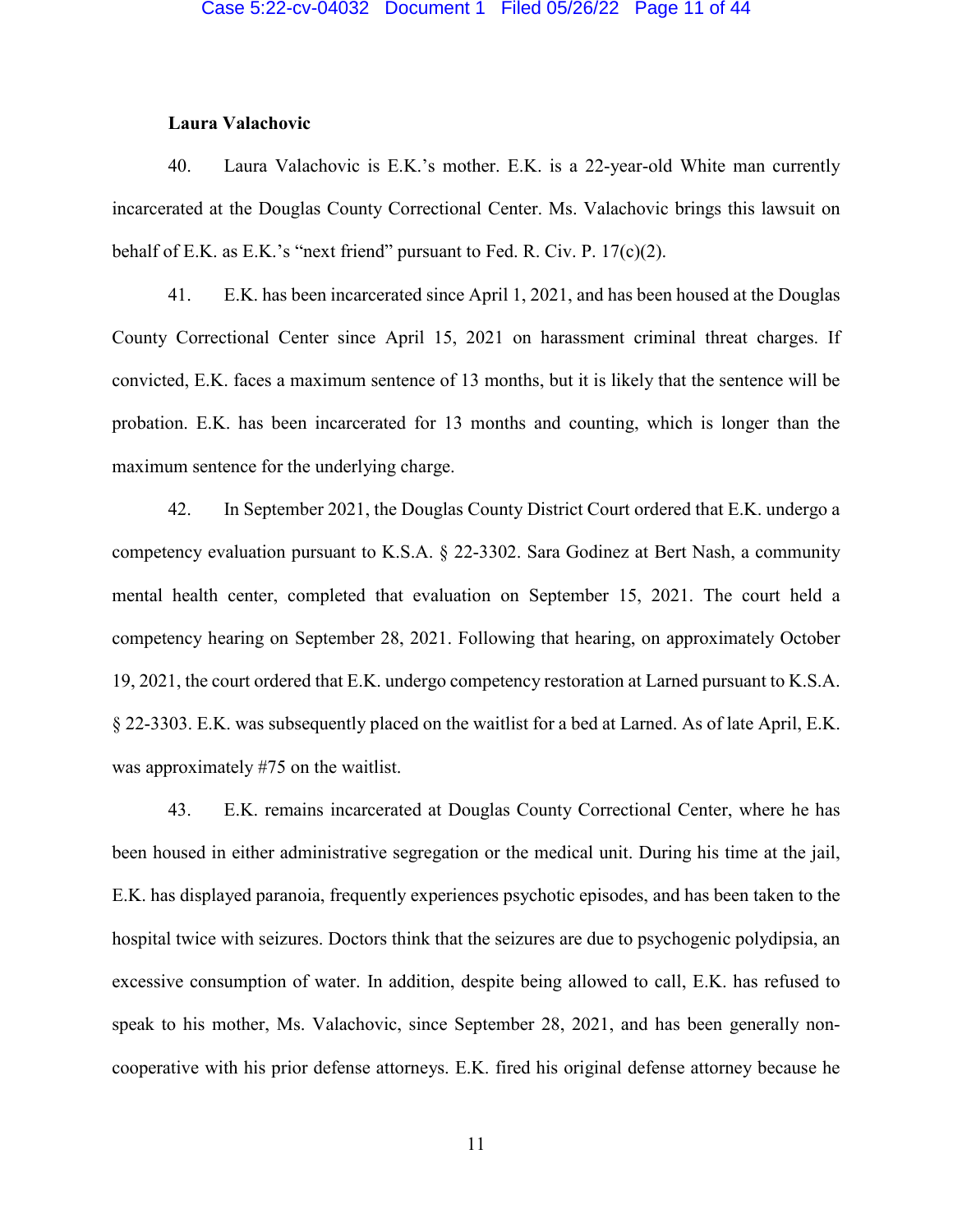**Laura Valachovic**

40. Laura Valachovic is E.K.'s mother. E.K. is a 22-year-old White man currently incarcerated at the Douglas County Correctional Center. Ms. Valachovic brings this lawsuit on behalf of E.K. as E.K.'s "next friend" pursuant to Fed. R. Civ. P. 17(c)(2).

41. E.K. has been incarcerated since April 1, 2021, and has been housed at the Douglas County Correctional Center since April 15, 2021 on harassment criminal threat charges. If convicted, E.K. faces a maximum sentence of 13 months, but it is likely that the sentence will be probation. E.K. has been incarcerated for 13 months and counting, which is longer than the maximum sentence for the underlying charge.

42. In September 2021, the Douglas County District Court ordered that E.K. undergo a competency evaluation pursuant to K.S.A. § 22-3302. Sara Godinez at Bert Nash, a community mental health center, completed that evaluation on September 15, 2021. The court held a competency hearing on September 28, 2021. Following that hearing, on approximately October 19, 2021, the court ordered that E.K. undergo competency restoration at Larned pursuant to K.S.A. § 22-3303. E.K. was subsequently placed on the waitlist for a bed at Larned. As of late April, E.K. was approximately #75 on the waitlist.

43. E.K. remains incarcerated at Douglas County Correctional Center, where he has been housed in either administrative segregation or the medical unit. During his time at the jail, E.K. has displayed paranoia, frequently experiences psychotic episodes, and has been taken to the hospital twice with seizures. Doctors think that the seizures are due to psychogenic polydipsia, an excessive consumption of water. In addition, despite being allowed to call, E.K. has refused to speak to his mother, Ms. Valachovic, since September 28, 2021, and has been generally non-cooperative with his prior defense attorneys. E.K. fired his original defense attorney because he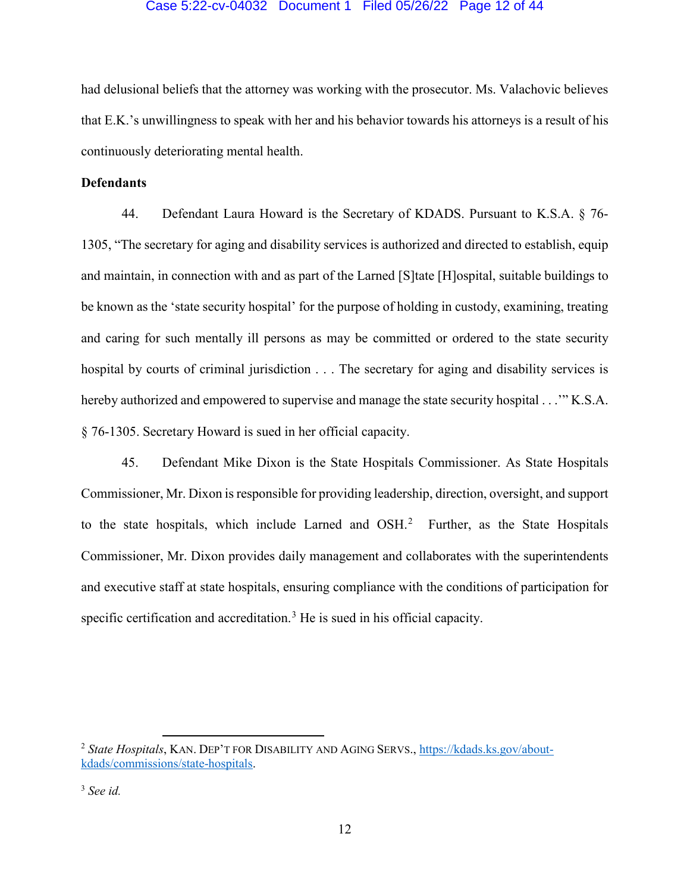had delusional beliefs that the attorney was working with the prosecutor. Ms. Valachovic believes that E.K.'s unwillingness to speak with her and his behavior towards his attorneys is a result of his continuously deteriorating mental health.

**Defendants**

44. Defendant Laura Howard is the Secretary of KDADS. Pursuant to K.S.A. § 76-1305, "The secretary for aging and disability services is authorized and directed to establish, equip and maintain, in connection with and as part of the Larned [S]tate [H]ospital, suitable buildings to be known as the 'state security hospital' for the purpose of holding in custody, examining, treating and caring for such mentally ill persons as may be committed or ordered to the state security hospital by courts of criminal jurisdiction . . . The secretary for aging and disability services is hereby authorized and empowered to supervise and manage the state security hospital . . .'" K.S.A. § 76-1305. Secretary Howard is sued in her official capacity.

45. Defendant Mike Dixon is the State Hospitals Commissioner. As State Hospitals Commissioner, Mr. Dixon is responsible for providing leadership, direction, oversight, and support to the state hospitals, which include Larned and OSH.[2] Further, as the State Hospitals Commissioner, Mr. Dixon provides daily management and collaborates with the superintendents and executive staff at state hospitals, ensuring compliance with the conditions of participation for specific certification and accreditation.[3] He is sued in his official capacity.

---

[2] *State Hospitals*, KAN. DEP'T FOR DISABILITY AND AGING SERVS., https://kdads.ks.gov/about-kdads/commissions/state-hospitals.

[3] *See id.*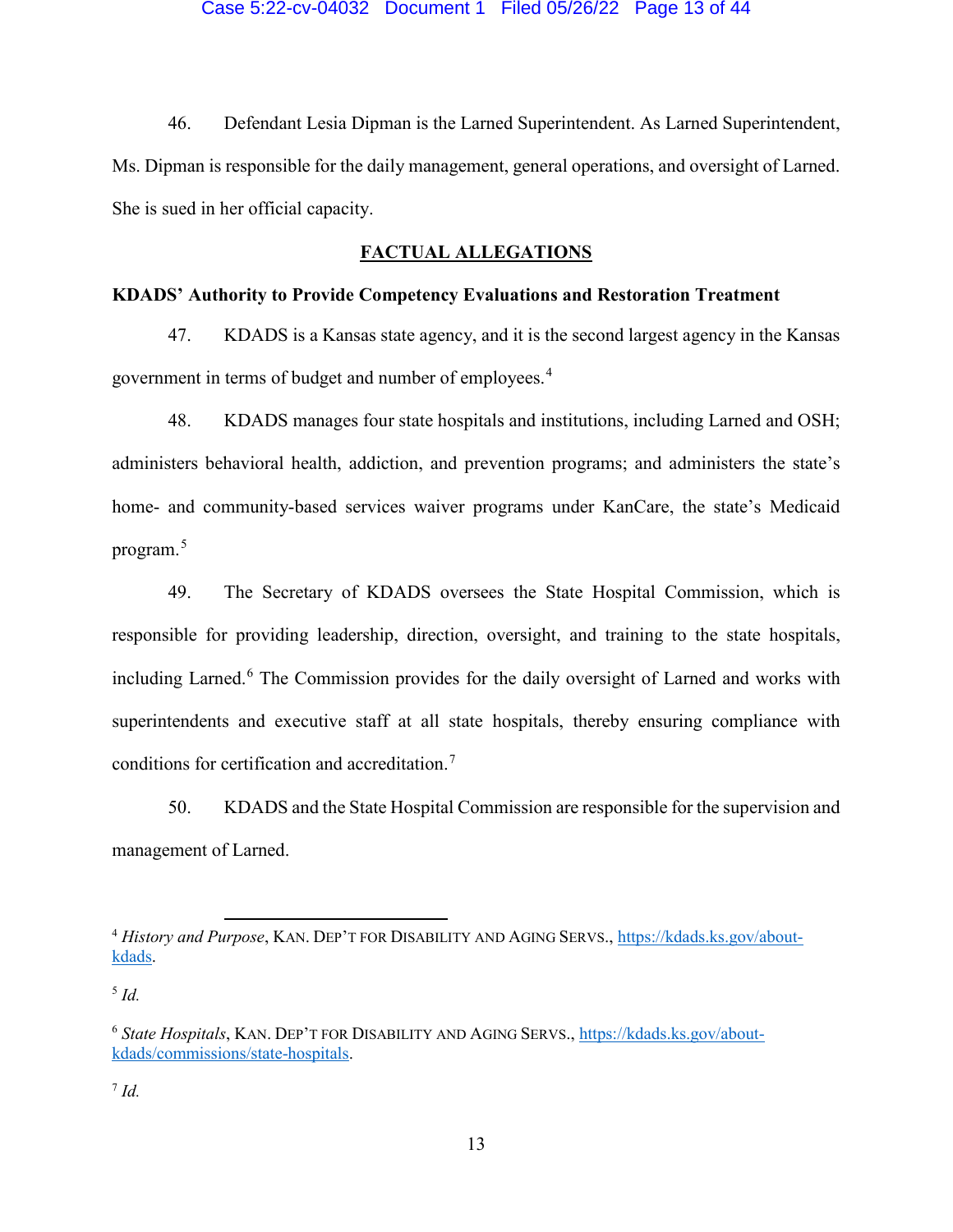46. Defendant Lesia Dipman is the Larned Superintendent. As Larned Superintendent, Ms. Dipman is responsible for the daily management, general operations, and oversight of Larned. She is sued in her official capacity.

## FACTUAL ALLEGATIONS

**KDADS' Authority to Provide Competency Evaluations and Restoration Treatment**

47. KDADS is a Kansas state agency, and it is the second largest agency in the Kansas government in terms of budget and number of employees.[4]

48. KDADS manages four state hospitals and institutions, including Larned and OSH; administers behavioral health, addiction, and prevention programs; and administers the state's home- and community-based services waiver programs under KanCare, the state's Medicaid program.[5]

49. The Secretary of KDADS oversees the State Hospital Commission, which is responsible for providing leadership, direction, oversight, and training to the state hospitals, including Larned.[6] The Commission provides for the daily oversight of Larned and works with superintendents and executive staff at all state hospitals, thereby ensuring compliance with conditions for certification and accreditation.[7]

50. KDADS and the State Hospital Commission are responsible for the supervision and management of Larned.

---

[4] *History and Purpose*, KAN. DEP'T FOR DISABILITY AND AGING SERVS., https://kdads.ks.gov/about-kdads.

[5] *Id.*

[6] *State Hospitals*, KAN. DEP'T FOR DISABILITY AND AGING SERVS., https://kdads.ks.gov/about-kdads/commissions/state-hospitals.

[7] *Id.*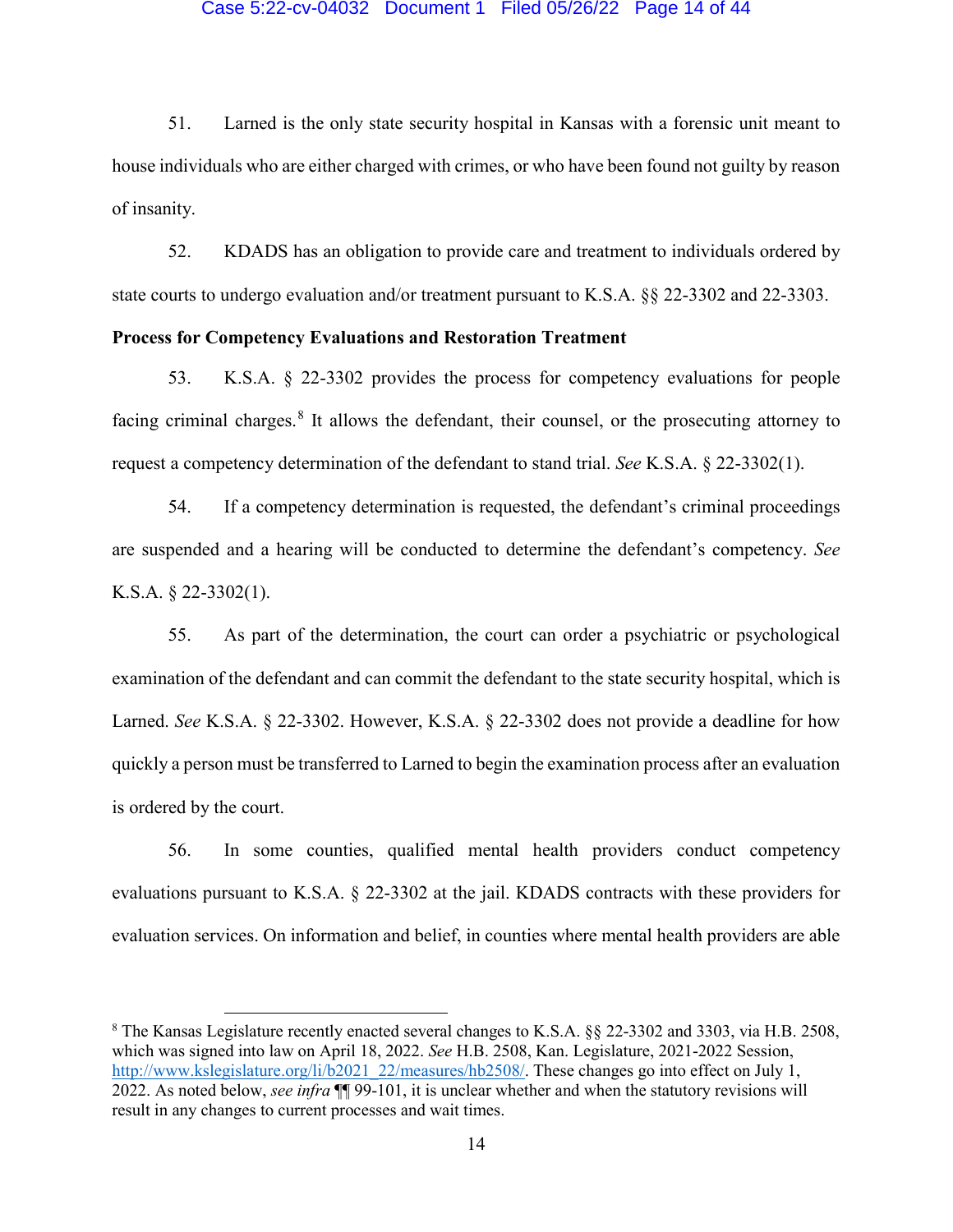51. Larned is the only state security hospital in Kansas with a forensic unit meant to house individuals who are either charged with crimes, or who have been found not guilty by reason of insanity.

52. KDADS has an obligation to provide care and treatment to individuals ordered by state courts to undergo evaluation and/or treatment pursuant to K.S.A. §§ 22-3302 and 22-3303.

**Process for Competency Evaluations and Restoration Treatment**

53. K.S.A. § 22-3302 provides the process for competency evaluations for people facing criminal charges.[8] It allows the defendant, their counsel, or the prosecuting attorney to request a competency determination of the defendant to stand trial. *See* K.S.A. § 22-3302(1).

54. If a competency determination is requested, the defendant's criminal proceedings are suspended and a hearing will be conducted to determine the defendant's competency. *See* K.S.A. § 22-3302(1).

55. As part of the determination, the court can order a psychiatric or psychological examination of the defendant and can commit the defendant to the state security hospital, which is Larned. *See* K.S.A. § 22-3302. However, K.S.A. § 22-3302 does not provide a deadline for how quickly a person must be transferred to Larned to begin the examination process after an evaluation is ordered by the court.

56. In some counties, qualified mental health providers conduct competency evaluations pursuant to K.S.A. § 22-3302 at the jail. KDADS contracts with these providers for evaluation services. On information and belief, in counties where mental health providers are able

---

[8] The Kansas Legislature recently enacted several changes to K.S.A. §§ 22-3302 and 3303, via H.B. 2508, which was signed into law on April 18, 2022. *See* H.B. 2508, Kan. Legislature, 2021-2022 Session, http://www.kslegislature.org/li/b2021_22/measures/hb2508/. These changes go into effect on July 1, 2022. As noted below, *see infra* ¶¶ 99-101, it is unclear whether and when the statutory revisions will result in any changes to current processes and wait times.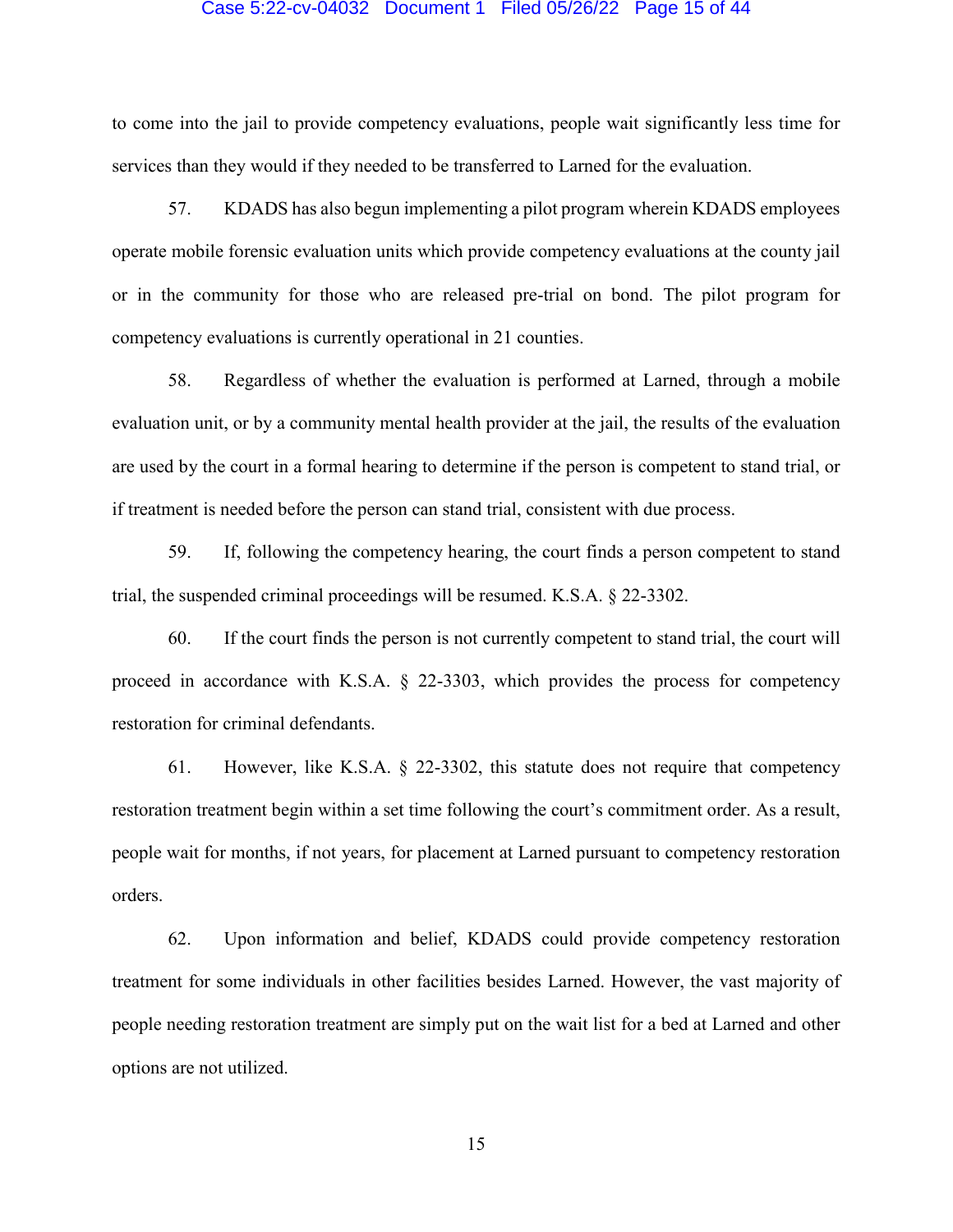to come into the jail to provide competency evaluations, people wait significantly less time for services than they would if they needed to be transferred to Larned for the evaluation.

57. KDADS has also begun implementing a pilot program wherein KDADS employees operate mobile forensic evaluation units which provide competency evaluations at the county jail or in the community for those who are released pre-trial on bond. The pilot program for competency evaluations is currently operational in 21 counties.

58. Regardless of whether the evaluation is performed at Larned, through a mobile evaluation unit, or by a community mental health provider at the jail, the results of the evaluation are used by the court in a formal hearing to determine if the person is competent to stand trial, or if treatment is needed before the person can stand trial, consistent with due process.

59. If, following the competency hearing, the court finds a person competent to stand trial, the suspended criminal proceedings will be resumed. K.S.A. § 22-3302.

60. If the court finds the person is not currently competent to stand trial, the court will proceed in accordance with K.S.A. § 22-3303, which provides the process for competency restoration for criminal defendants.

61. However, like K.S.A. § 22-3302, this statute does not require that competency restoration treatment begin within a set time following the court's commitment order. As a result, people wait for months, if not years, for placement at Larned pursuant to competency restoration orders.

62. Upon information and belief, KDADS could provide competency restoration treatment for some individuals in other facilities besides Larned. However, the vast majority of people needing restoration treatment are simply put on the wait list for a bed at Larned and other options are not utilized.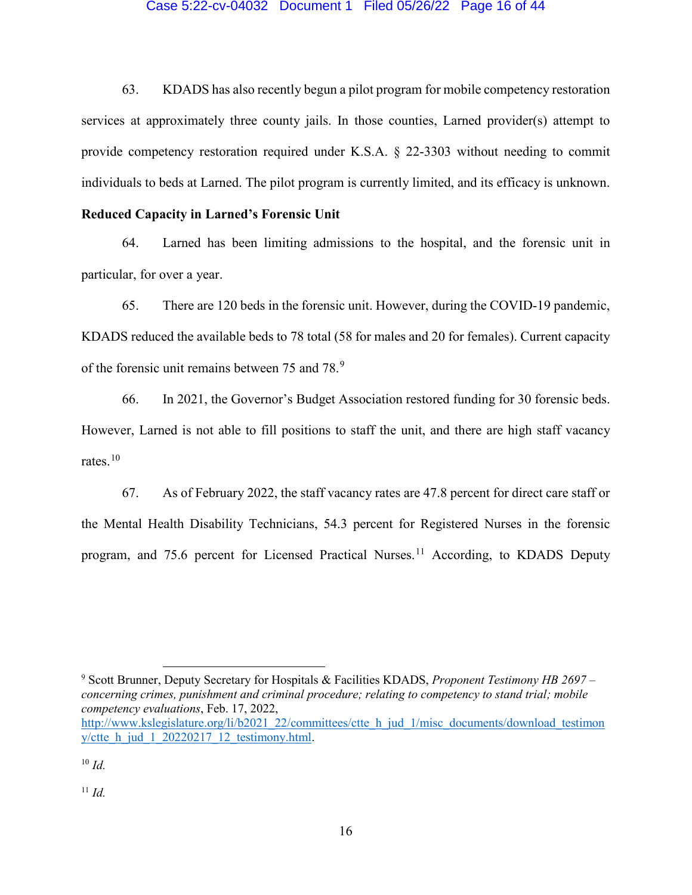63. KDADS has also recently begun a pilot program for mobile competency restoration services at approximately three county jails. In those counties, Larned provider(s) attempt to provide competency restoration required under K.S.A. § 22-3303 without needing to commit individuals to beds at Larned. The pilot program is currently limited, and its efficacy is unknown.

**Reduced Capacity in Larned's Forensic Unit**

64. Larned has been limiting admissions to the hospital, and the forensic unit in particular, for over a year.

65. There are 120 beds in the forensic unit. However, during the COVID-19 pandemic, KDADS reduced the available beds to 78 total (58 for males and 20 for females). Current capacity of the forensic unit remains between 75 and 78.[9]

66. In 2021, the Governor's Budget Association restored funding for 30 forensic beds. However, Larned is not able to fill positions to staff the unit, and there are high staff vacancy rates.[10]

67. As of February 2022, the staff vacancy rates are 47.8 percent for direct care staff or the Mental Health Disability Technicians, 54.3 percent for Registered Nurses in the forensic program, and 75.6 percent for Licensed Practical Nurses.[11] According, to KDADS Deputy

---

[9] Scott Brunner, Deputy Secretary for Hospitals & Facilities KDADS, *Proponent Testimony HB 2697 – concerning crimes, punishment and criminal procedure; relating to competency to stand trial; mobile competency evaluations*, Feb. 17, 2022, http://www.kslegislature.org/li/b2021_22/committees/ctte_h_jud_1/misc_documents/download_testimony/ctte_h_jud_1_20220217_12_testimony.html.

[10] *Id.*

[11] *Id.*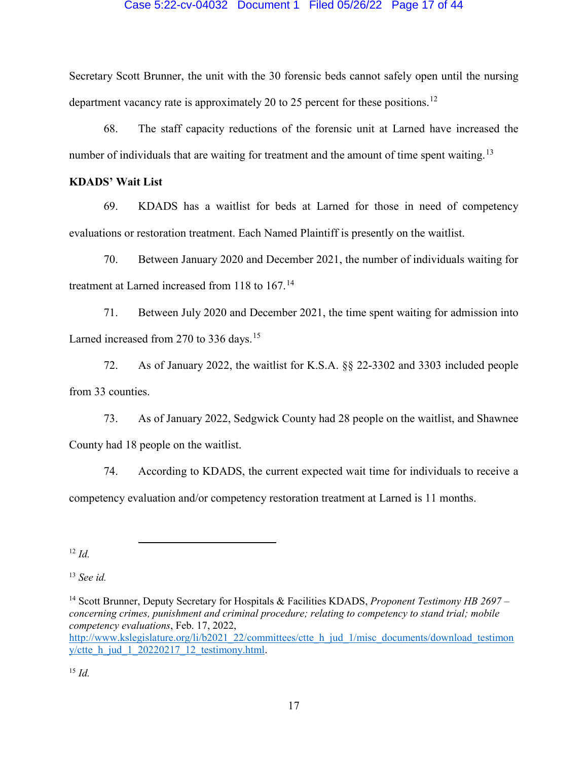Secretary Scott Brunner, the unit with the 30 forensic beds cannot safely open until the nursing department vacancy rate is approximately 20 to 25 percent for these positions.[12]

68. The staff capacity reductions of the forensic unit at Larned have increased the number of individuals that are waiting for treatment and the amount of time spent waiting.[13]

**KDADS' Wait List**

69. KDADS has a waitlist for beds at Larned for those in need of competency evaluations or restoration treatment. Each Named Plaintiff is presently on the waitlist.

70. Between January 2020 and December 2021, the number of individuals waiting for treatment at Larned increased from 118 to 167.[14]

71. Between July 2020 and December 2021, the time spent waiting for admission into Larned increased from 270 to 336 days.[15]

72. As of January 2022, the waitlist for K.S.A. §§ 22-3302 and 3303 included people from 33 counties.

73. As of January 2022, Sedgwick County had 28 people on the waitlist, and Shawnee County had 18 people on the waitlist.

74. According to KDADS, the current expected wait time for individuals to receive a competency evaluation and/or competency restoration treatment at Larned is 11 months.

---

[12] *Id.*

[13] *See id.*

[14] Scott Brunner, Deputy Secretary for Hospitals & Facilities KDADS, *Proponent Testimony HB 2697 – concerning crimes, punishment and criminal procedure; relating to competency to stand trial; mobile competency evaluations*, Feb. 17, 2022, http://www.kslegislature.org/li/b2021_22/committees/ctte_h_jud_1/misc_documents/download_testimony/ctte_h_jud_1_20220217_12_testimony.html.

[15] *Id.*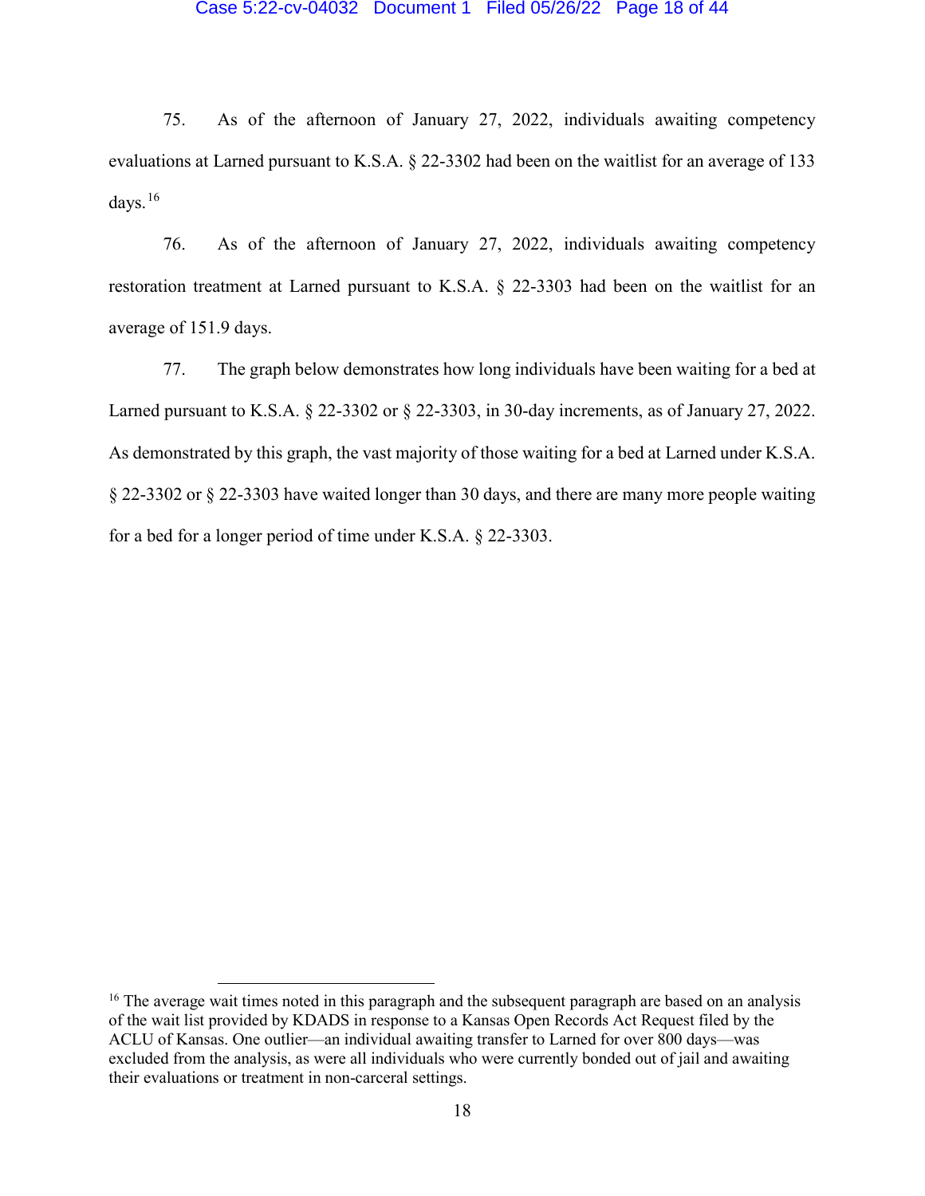75. As of the afternoon of January 27, 2022, individuals awaiting competency evaluations at Larned pursuant to K.S.A. § 22-3302 had been on the waitlist for an average of 133 days.[16]

76. As of the afternoon of January 27, 2022, individuals awaiting competency restoration treatment at Larned pursuant to K.S.A. § 22-3303 had been on the waitlist for an average of 151.9 days.

77. The graph below demonstrates how long individuals have been waiting for a bed at Larned pursuant to K.S.A. § 22-3302 or § 22-3303, in 30-day increments, as of January 27, 2022. As demonstrated by this graph, the vast majority of those waiting for a bed at Larned under K.S.A. § 22-3302 or § 22-3303 have waited longer than 30 days, and there are many more people waiting for a bed for a longer period of time under K.S.A. § 22-3303.

[16] The average wait times noted in this paragraph and the subsequent paragraph are based on an analysis of the wait list provided by KDADS in response to a Kansas Open Records Act Request filed by the ACLU of Kansas. One outlier—an individual awaiting transfer to Larned for over 800 days—was excluded from the analysis, as were all individuals who were currently bonded out of jail and awaiting their evaluations or treatment in non-carceral settings.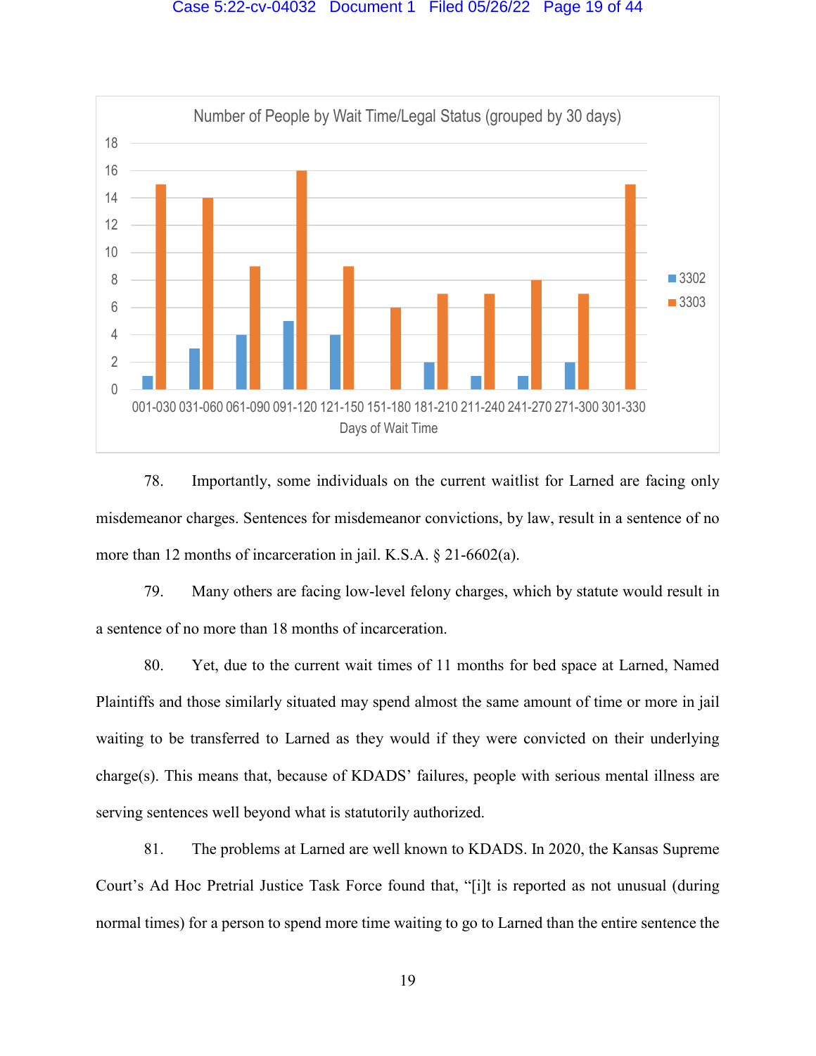**Number of People by Wait Time/Legal Status (grouped by 30 days)**

| Days of Wait Time | 3302 | 3303 |
|---|---|---|
| 001-030 | 1 | 15 |
| 031-060 | 3 | 14 |
| 061-090 | 4 | 9 |
| 091-120 | 5 | 16 |
| 121-150 | 4 | 9 |
| 151-180 | 0 | 6 |
| 181-210 | 2 | 7 |
| 211-240 | 1 | 7 |
| 241-270 | 1 | 8 |
| 271-300 | 2 | 7 |
| 301-330 | 0 | 15 |

78. Importantly, some individuals on the current waitlist for Larned are facing only misdemeanor charges. Sentences for misdemeanor convictions, by law, result in a sentence of no more than 12 months of incarceration in jail. K.S.A. § 21-6602(a).

79. Many others are facing low-level felony charges, which by statute would result in a sentence of no more than 18 months of incarceration.

80. Yet, due to the current wait times of 11 months for bed space at Larned, Named Plaintiffs and those similarly situated may spend almost the same amount of time or more in jail waiting to be transferred to Larned as they would if they were convicted on their underlying charge(s). This means that, because of KDADS' failures, people with serious mental illness are serving sentences well beyond what is statutorily authorized.

81. The problems at Larned are well known to KDADS. In 2020, the Kansas Supreme Court's Ad Hoc Pretrial Justice Task Force found that, "[i]t is reported as not unusual (during normal times) for a person to spend more time waiting to go to Larned than the entire sentence the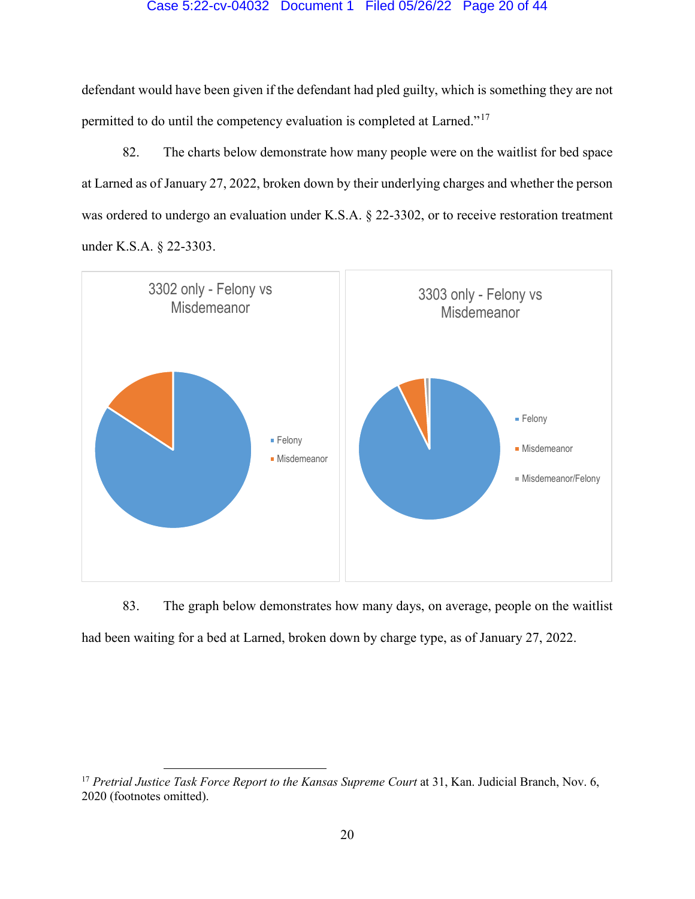defendant would have been given if the defendant had pled guilty, which is something they are not permitted to do until the competency evaluation is completed at Larned."[17]

82. The charts below demonstrate how many people were on the waitlist for bed space at Larned as of January 27, 2022, broken down by their underlying charges and whether the person was ordered to undergo an evaluation under K.S.A. § 22-3302, or to receive restoration treatment under K.S.A. § 22-3303.

3302 only - Felony vs Misdemeanor

- Felony
- Misdemeanor

3303 only - Felony vs Misdemeanor

- Felony
- Misdemeanor
- Misdemeanor/Felony

83. The graph below demonstrates how many days, on average, people on the waitlist had been waiting for a bed at Larned, broken down by charge type, as of January 27, 2022.

---

[17] *Pretrial Justice Task Force Report to the Kansas Supreme Court* at 31, Kan. Judicial Branch, Nov. 6, 2020 (footnotes omitted).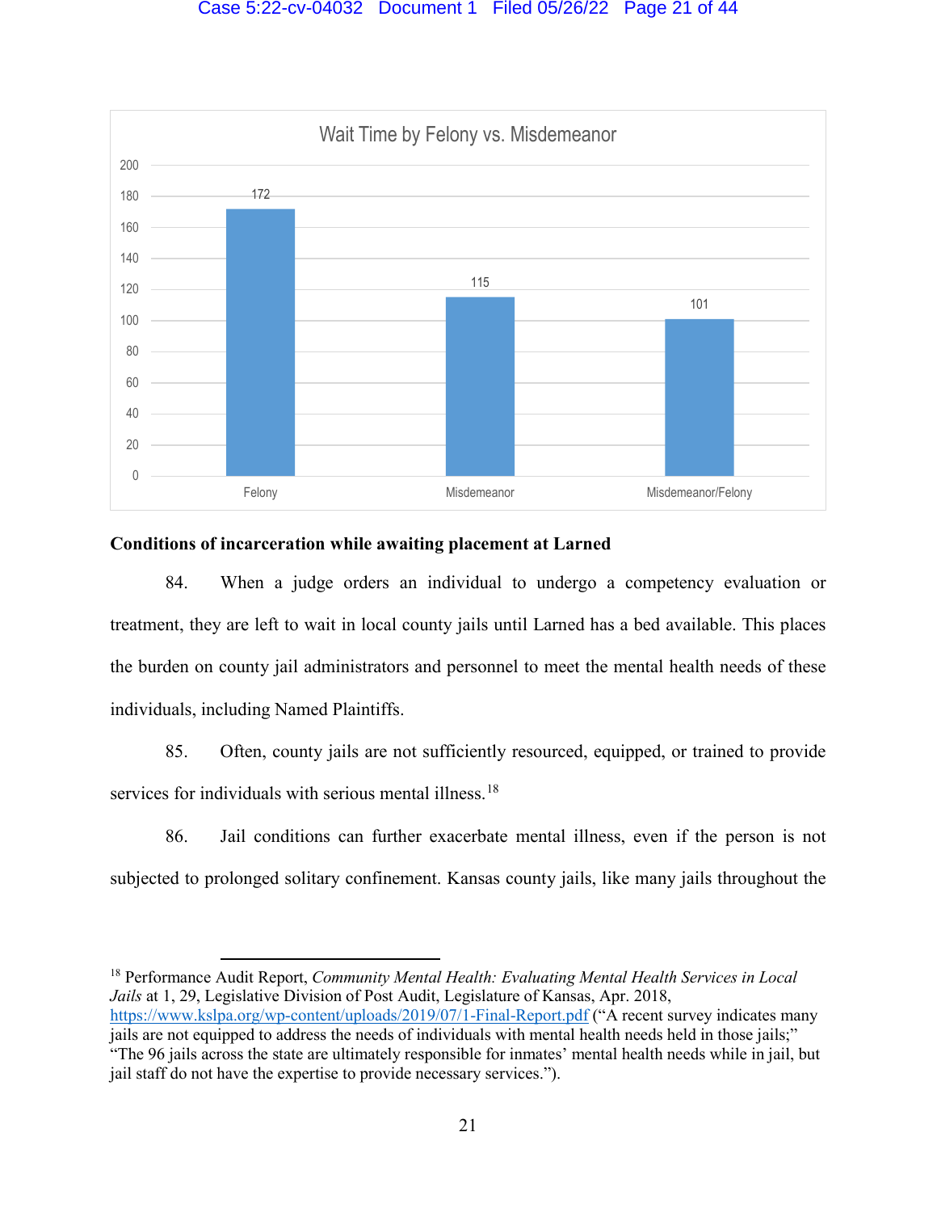**Wait Time by Felony vs. Misdemeanor**

| Category | Wait Time |
|---|---|
| Felony | 172 |
| Misdemeanor | 115 |
| Misdemeanor/Felony | 101 |

**Conditions of incarceration while awaiting placement at Larned**

84. When a judge orders an individual to undergo a competency evaluation or treatment, they are left to wait in local county jails until Larned has a bed available. This places the burden on county jail administrators and personnel to meet the mental health needs of these individuals, including Named Plaintiffs.

85. Often, county jails are not sufficiently resourced, equipped, or trained to provide services for individuals with serious mental illness.[18]

86. Jail conditions can further exacerbate mental illness, even if the person is not subjected to prolonged solitary confinement. Kansas county jails, like many jails throughout the

---

[18] Performance Audit Report, *Community Mental Health: Evaluating Mental Health Services in Local Jails* at 1, 29, Legislative Division of Post Audit, Legislature of Kansas, Apr. 2018, https://www.kslpa.org/wp-content/uploads/2019/07/1-Final-Report.pdf ("A recent survey indicates many jails are not equipped to address the needs of individuals with mental health needs held in those jails;" "The 96 jails across the state are ultimately responsible for inmates' mental health needs while in jail, but jail staff do not have the expertise to provide necessary services.").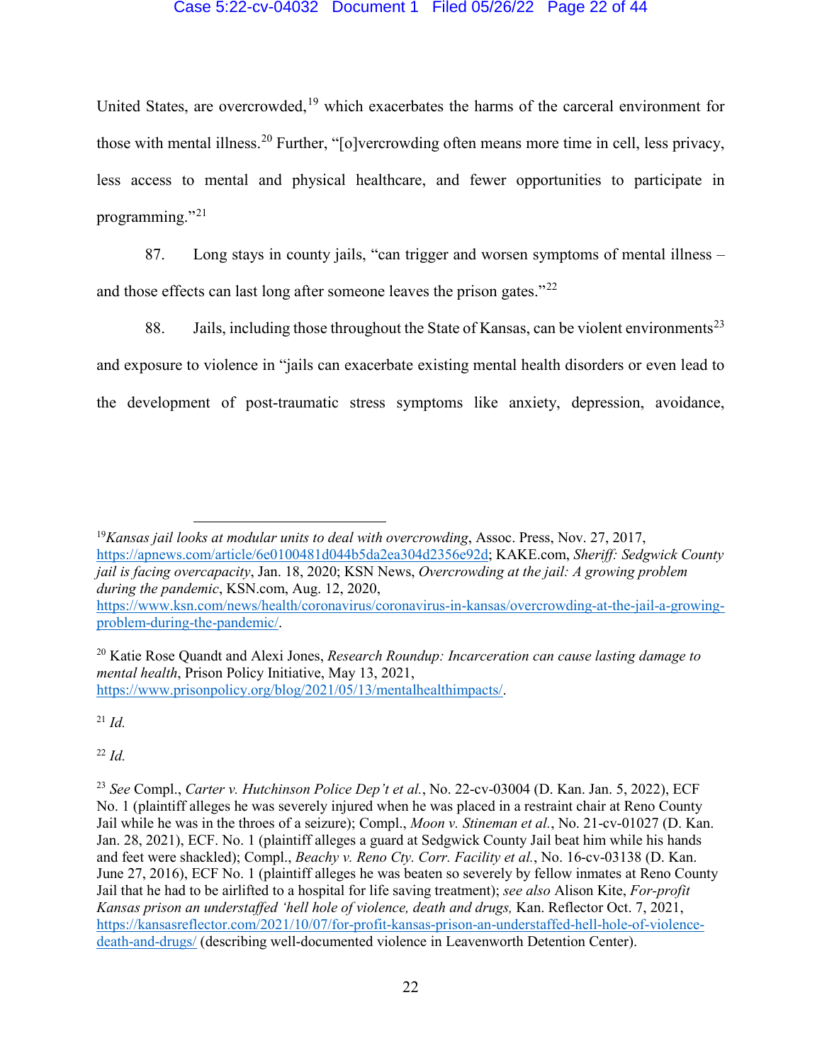United States, are overcrowded,[19] which exacerbates the harms of the carceral environment for those with mental illness.[20] Further, "[o]vercrowding often means more time in cell, less privacy, less access to mental and physical healthcare, and fewer opportunities to participate in programming."[21]

87. Long stays in county jails, "can trigger and worsen symptoms of mental illness – and those effects can last long after someone leaves the prison gates."[22]

88. Jails, including those throughout the State of Kansas, can be violent environments[23] and exposure to violence in "jails can exacerbate existing mental health disorders or even lead to the development of post-traumatic stress symptoms like anxiety, depression, avoidance,

---

[19] *Kansas jail looks at modular units to deal with overcrowding*, Assoc. Press, Nov. 27, 2017, https://apnews.com/article/6e0100481d044b5da2ea304d2356e92d; KAKE.com, *Sheriff: Sedgwick County jail is facing overcapacity*, Jan. 18, 2020; KSN News, *Overcrowding at the jail: A growing problem during the pandemic*, KSN.com, Aug. 12, 2020, https://www.ksn.com/news/health/coronavirus/coronavirus-in-kansas/overcrowding-at-the-jail-a-growing-problem-during-the-pandemic/.

[20] Katie Rose Quandt and Alexi Jones, *Research Roundup: Incarceration can cause lasting damage to mental health*, Prison Policy Initiative, May 13, 2021, https://www.prisonpolicy.org/blog/2021/05/13/mentalhealthimpacts/.

[21] *Id.*

[22] *Id.*

[23] *See* Compl., *Carter v. Hutchinson Police Dep't et al.*, No. 22-cv-03004 (D. Kan. Jan. 5, 2022), ECF No. 1 (plaintiff alleges he was severely injured when he was placed in a restraint chair at Reno County Jail while he was in the throes of a seizure); Compl., *Moon v. Stineman et al.*, No. 21-cv-01027 (D. Kan. Jan. 28, 2021), ECF. No. 1 (plaintiff alleges a guard at Sedgwick County Jail beat him while his hands and feet were shackled); Compl., *Beachy v. Reno Cty. Corr. Facility et al.*, No. 16-cv-03138 (D. Kan. June 27, 2016), ECF No. 1 (plaintiff alleges he was beaten so severely by fellow inmates at Reno County Jail that he had to be airlifted to a hospital for life saving treatment); *see also* Alison Kite, *For-profit Kansas prison an understaffed 'hell hole of violence, death and drugs,* Kan. Reflector Oct. 7, 2021, https://kansasreflector.com/2021/10/07/for-profit-kansas-prison-an-understaffed-hell-hole-of-violence-death-and-drugs/ (describing well-documented violence in Leavenworth Detention Center).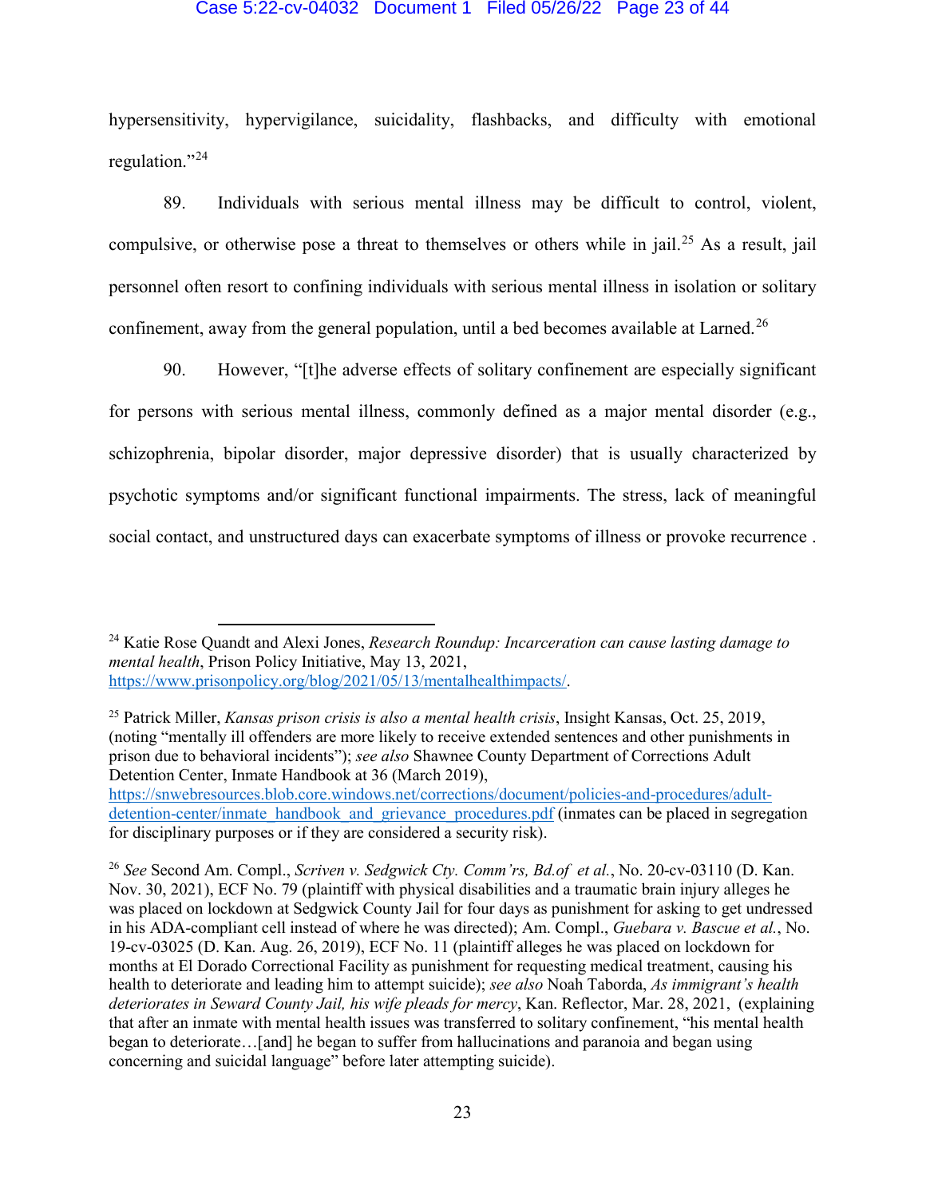hypersensitivity, hypervigilance, suicidality, flashbacks, and difficulty with emotional regulation."[24]

89. Individuals with serious mental illness may be difficult to control, violent, compulsive, or otherwise pose a threat to themselves or others while in jail.[25] As a result, jail personnel often resort to confining individuals with serious mental illness in isolation or solitary confinement, away from the general population, until a bed becomes available at Larned.[26]

90. However, "[t]he adverse effects of solitary confinement are especially significant for persons with serious mental illness, commonly defined as a major mental disorder (e.g., schizophrenia, bipolar disorder, major depressive disorder) that is usually characterized by psychotic symptoms and/or significant functional impairments. The stress, lack of meaningful social contact, and unstructured days can exacerbate symptoms of illness or provoke recurrence .

---

[24] Katie Rose Quandt and Alexi Jones, *Research Roundup: Incarceration can cause lasting damage to mental health*, Prison Policy Initiative, May 13, 2021, https://www.prisonpolicy.org/blog/2021/05/13/mentalhealthimpacts/.

[25] Patrick Miller, *Kansas prison crisis is also a mental health crisis*, Insight Kansas, Oct. 25, 2019, (noting "mentally ill offenders are more likely to receive extended sentences and other punishments in prison due to behavioral incidents"); *see also* Shawnee County Department of Corrections Adult Detention Center, Inmate Handbook at 36 (March 2019), https://snwebresources.blob.core.windows.net/corrections/document/policies-and-procedures/adult-detention-center/inmate_handbook_and_grievance_procedures.pdf (inmates can be placed in segregation for disciplinary purposes or if they are considered a security risk).

[26] *See* Second Am. Compl., *Scriven v. Sedgwick Cty. Comm'rs, Bd.of et al.*, No. 20-cv-03110 (D. Kan. Nov. 30, 2021), ECF No. 79 (plaintiff with physical disabilities and a traumatic brain injury alleges he was placed on lockdown at Sedgwick County Jail for four days as punishment for asking to get undressed in his ADA-compliant cell instead of where he was directed); Am. Compl., *Guebara v. Bascue et al.*, No. 19-cv-03025 (D. Kan. Aug. 26, 2019), ECF No. 11 (plaintiff alleges he was placed on lockdown for months at El Dorado Correctional Facility as punishment for requesting medical treatment, causing his health to deteriorate and leading him to attempt suicide); *see also* Noah Taborda, *As immigrant's health deteriorates in Seward County Jail, his wife pleads for mercy*, Kan. Reflector, Mar. 28, 2021, (explaining that after an inmate with mental health issues was transferred to solitary confinement, "his mental health began to deteriorate…[and] he began to suffer from hallucinations and paranoia and began using concerning and suicidal language" before later attempting suicide).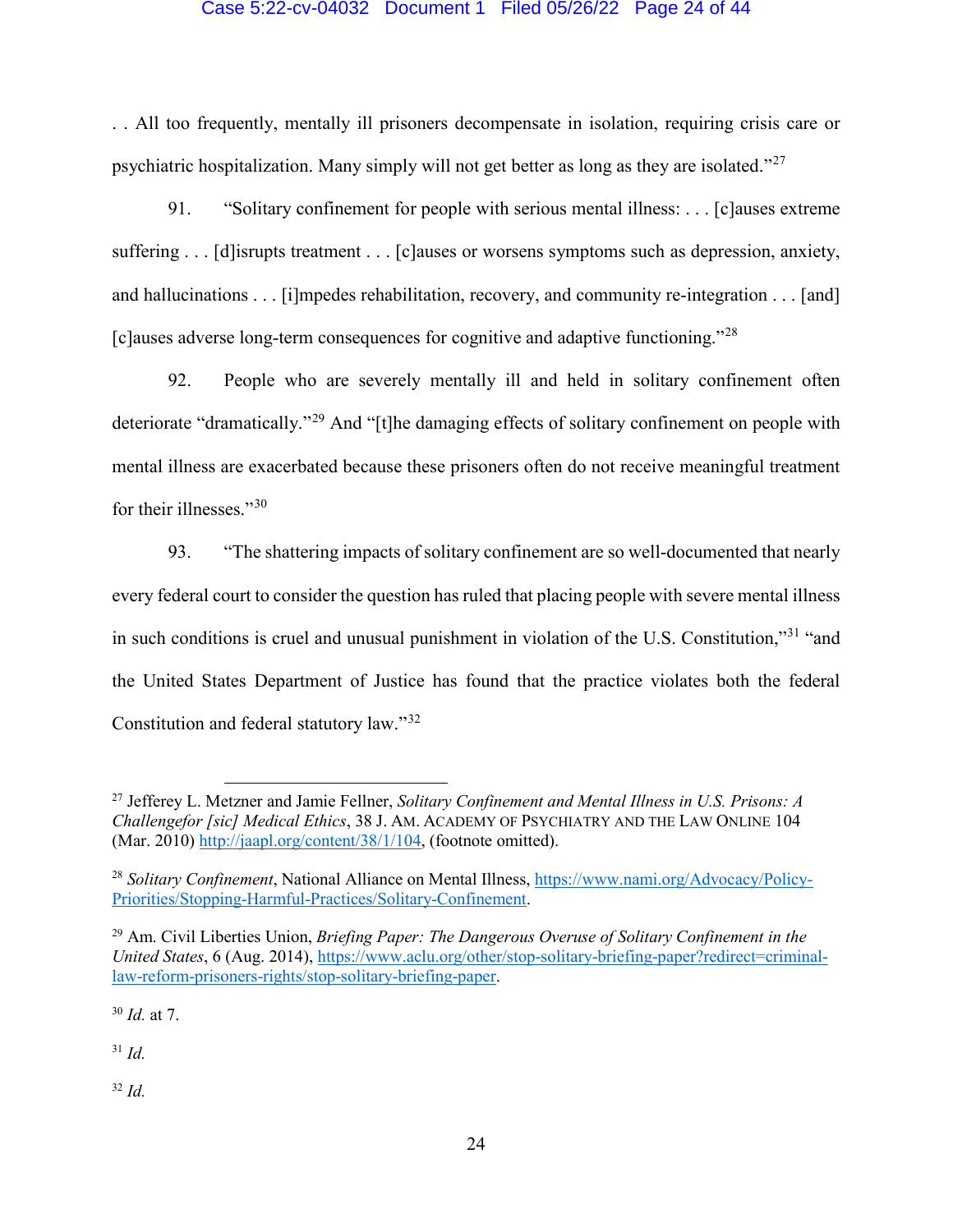. . All too frequently, mentally ill prisoners decompensate in isolation, requiring crisis care or psychiatric hospitalization. Many simply will not get better as long as they are isolated."[27]

91. "Solitary confinement for people with serious mental illness: . . . [c]auses extreme suffering . . . [d]isrupts treatment . . . [c]auses or worsens symptoms such as depression, anxiety, and hallucinations . . . [i]mpedes rehabilitation, recovery, and community re-integration . . . [and] [c]auses adverse long-term consequences for cognitive and adaptive functioning."[28]

92. People who are severely mentally ill and held in solitary confinement often deteriorate "dramatically."[29] And "[t]he damaging effects of solitary confinement on people with mental illness are exacerbated because these prisoners often do not receive meaningful treatment for their illnesses."[30]

93. "The shattering impacts of solitary confinement are so well-documented that nearly every federal court to consider the question has ruled that placing people with severe mental illness in such conditions is cruel and unusual punishment in violation of the U.S. Constitution,"[31] "and the United States Department of Justice has found that the practice violates both the federal Constitution and federal statutory law."[32]

---

[27] Jefferey L. Metzner and Jamie Fellner, *Solitary Confinement and Mental Illness in U.S. Prisons: A Challengefor [sic] Medical Ethics*, 38 J. AM. ACADEMY OF PSYCHIATRY AND THE LAW ONLINE 104 (Mar. 2010) http://jaapl.org/content/38/1/104, (footnote omitted).

[28] *Solitary Confinement*, National Alliance on Mental Illness, https://www.nami.org/Advocacy/Policy-Priorities/Stopping-Harmful-Practices/Solitary-Confinement.

[29] Am. Civil Liberties Union, *Briefing Paper: The Dangerous Overuse of Solitary Confinement in the United States*, 6 (Aug. 2014), https://www.aclu.org/other/stop-solitary-briefing-paper?redirect=criminal-law-reform-prisoners-rights/stop-solitary-briefing-paper.

[30] *Id.* at 7.

[31] *Id.*

[32] *Id.*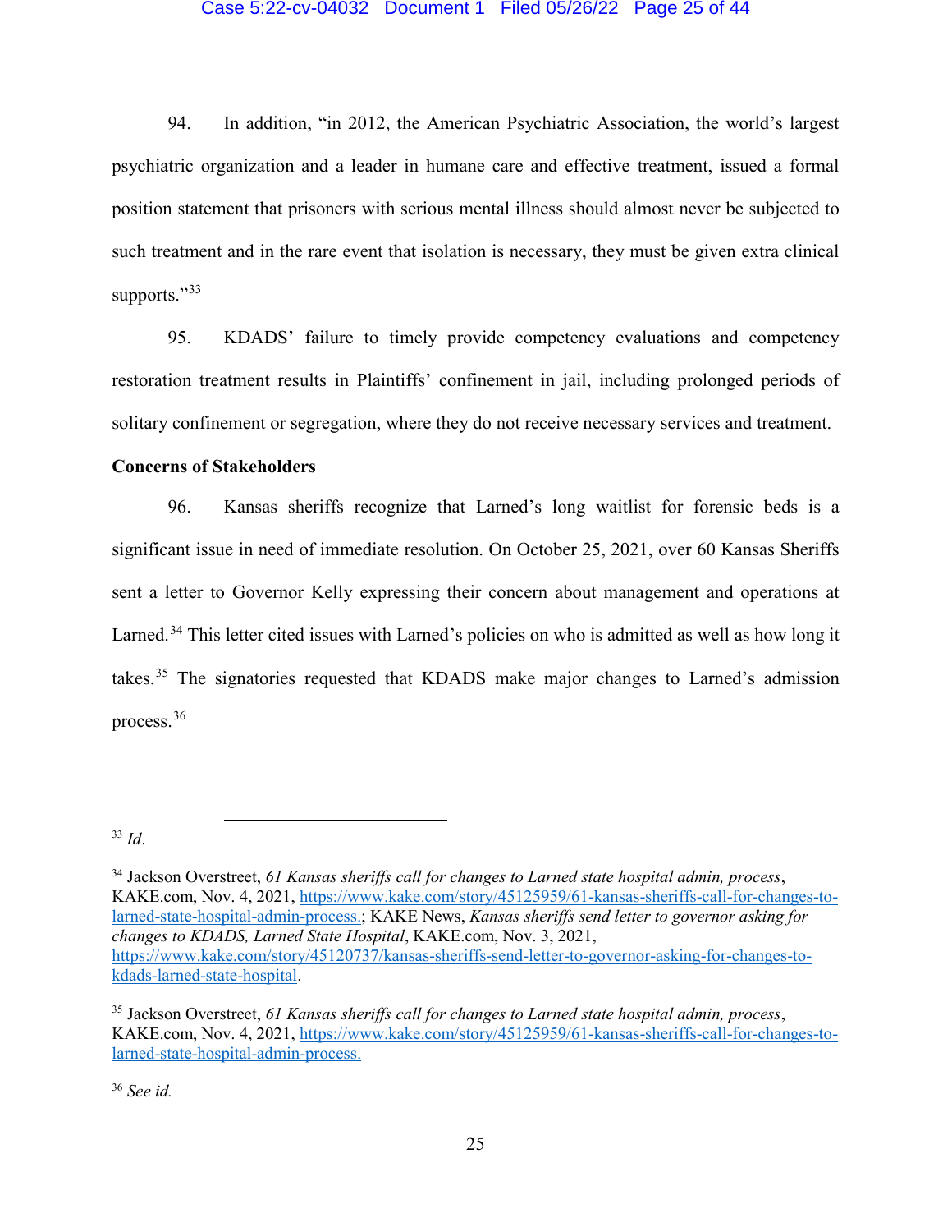94. In addition, "in 2012, the American Psychiatric Association, the world's largest psychiatric organization and a leader in humane care and effective treatment, issued a formal position statement that prisoners with serious mental illness should almost never be subjected to such treatment and in the rare event that isolation is necessary, they must be given extra clinical supports."[33]

95. KDADS' failure to timely provide competency evaluations and competency restoration treatment results in Plaintiffs' confinement in jail, including prolonged periods of solitary confinement or segregation, where they do not receive necessary services and treatment.

**Concerns of Stakeholders**

96. Kansas sheriffs recognize that Larned's long waitlist for forensic beds is a significant issue in need of immediate resolution. On October 25, 2021, over 60 Kansas Sheriffs sent a letter to Governor Kelly expressing their concern about management and operations at Larned.[34] This letter cited issues with Larned's policies on who is admitted as well as how long it takes.[35] The signatories requested that KDADS make major changes to Larned's admission process.[36]

---

[33] *Id*.

[34] Jackson Overstreet, *61 Kansas sheriffs call for changes to Larned state hospital admin, process*, KAKE.com, Nov. 4, 2021, https://www.kake.com/story/45125959/61-kansas-sheriffs-call-for-changes-to-larned-state-hospital-admin-process.; KAKE News, *Kansas sheriffs send letter to governor asking for changes to KDADS, Larned State Hospital*, KAKE.com, Nov. 3, 2021, https://www.kake.com/story/45120737/kansas-sheriffs-send-letter-to-governor-asking-for-changes-to-kdads-larned-state-hospital.

[35] Jackson Overstreet, *61 Kansas sheriffs call for changes to Larned state hospital admin, process*, KAKE.com, Nov. 4, 2021, https://www.kake.com/story/45125959/61-kansas-sheriffs-call-for-changes-to-larned-state-hospital-admin-process.

[36] *See id.*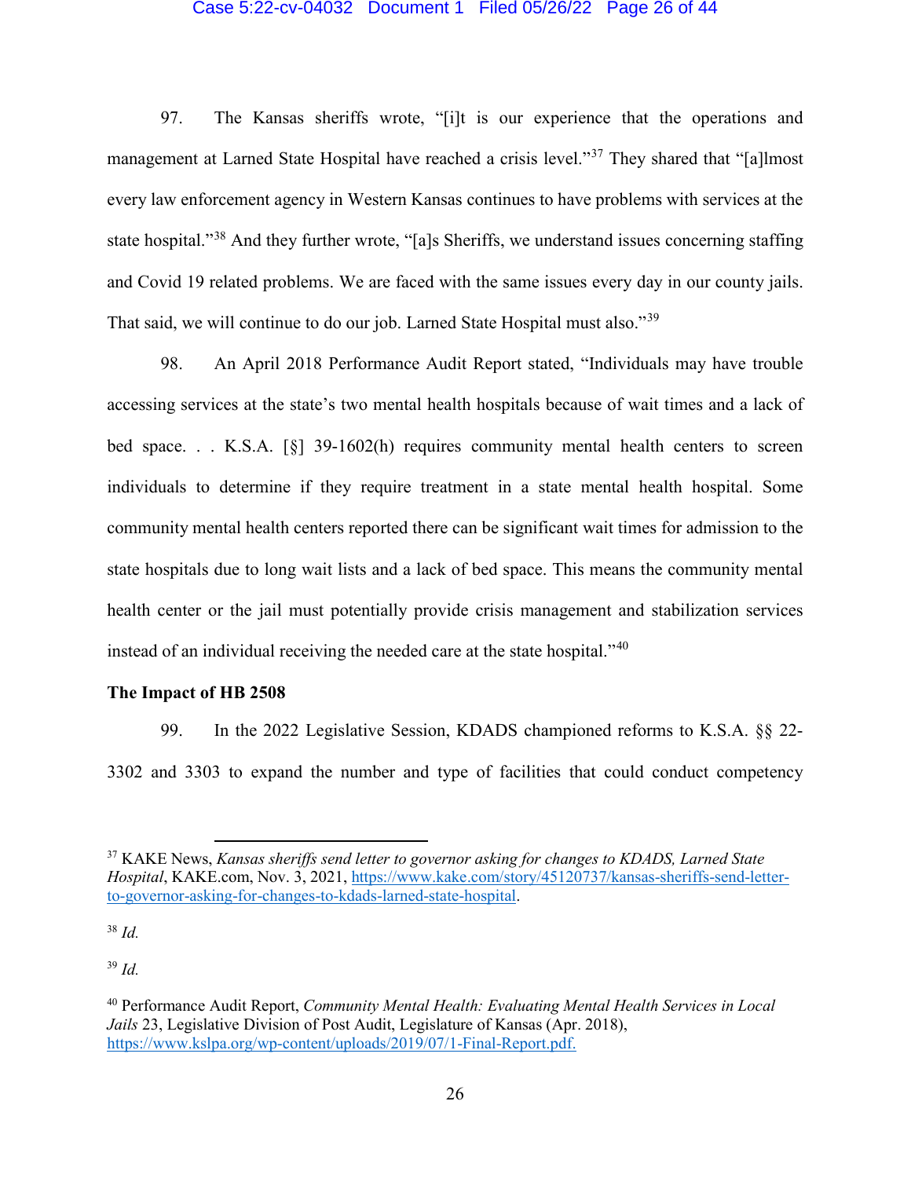97. The Kansas sheriffs wrote, "[i]t is our experience that the operations and management at Larned State Hospital have reached a crisis level."[37] They shared that "[a]lmost every law enforcement agency in Western Kansas continues to have problems with services at the state hospital."[38] And they further wrote, "[a]s Sheriffs, we understand issues concerning staffing and Covid 19 related problems. We are faced with the same issues every day in our county jails. That said, we will continue to do our job. Larned State Hospital must also."[39]

98. An April 2018 Performance Audit Report stated, "Individuals may have trouble accessing services at the state's two mental health hospitals because of wait times and a lack of bed space. . . K.S.A. [§] 39-1602(h) requires community mental health centers to screen individuals to determine if they require treatment in a state mental health hospital. Some community mental health centers reported there can be significant wait times for admission to the state hospitals due to long wait lists and a lack of bed space. This means the community mental health center or the jail must potentially provide crisis management and stabilization services instead of an individual receiving the needed care at the state hospital."[40]

**The Impact of HB 2508**

99. In the 2022 Legislative Session, KDADS championed reforms to K.S.A. §§ 22-3302 and 3303 to expand the number and type of facilities that could conduct competency

---

[37] KAKE News, *Kansas sheriffs send letter to governor asking for changes to KDADS, Larned State Hospital*, KAKE.com, Nov. 3, 2021, https://www.kake.com/story/45120737/kansas-sheriffs-send-letter-to-governor-asking-for-changes-to-kdads-larned-state-hospital.

[38] *Id.*

[39] *Id.*

[40] Performance Audit Report, *Community Mental Health: Evaluating Mental Health Services in Local Jails* 23, Legislative Division of Post Audit, Legislature of Kansas (Apr. 2018), https://www.kslpa.org/wp-content/uploads/2019/07/1-Final-Report.pdf.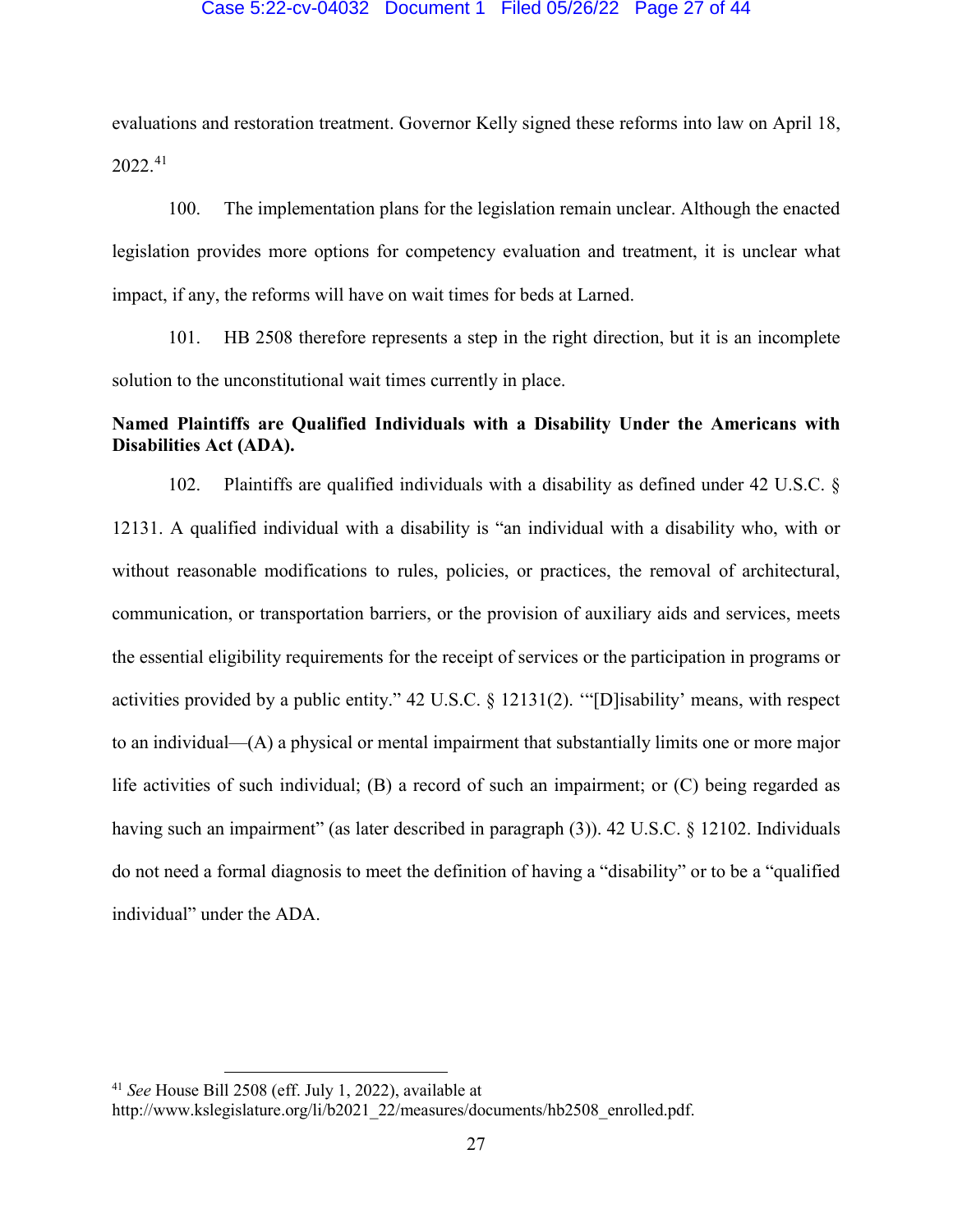evaluations and restoration treatment. Governor Kelly signed these reforms into law on April 18, 2022.[41]

100. The implementation plans for the legislation remain unclear. Although the enacted legislation provides more options for competency evaluation and treatment, it is unclear what impact, if any, the reforms will have on wait times for beds at Larned.

101. HB 2508 therefore represents a step in the right direction, but it is an incomplete solution to the unconstitutional wait times currently in place.

**Named Plaintiffs are Qualified Individuals with a Disability Under the Americans with Disabilities Act (ADA).**

102. Plaintiffs are qualified individuals with a disability as defined under 42 U.S.C. § 12131. A qualified individual with a disability is "an individual with a disability who, with or without reasonable modifications to rules, policies, or practices, the removal of architectural, communication, or transportation barriers, or the provision of auxiliary aids and services, meets the essential eligibility requirements for the receipt of services or the participation in programs or activities provided by a public entity." 42 U.S.C. § 12131(2). '"[D]isability' means, with respect to an individual—(A) a physical or mental impairment that substantially limits one or more major life activities of such individual; (B) a record of such an impairment; or (C) being regarded as having such an impairment" (as later described in paragraph (3)). 42 U.S.C. § 12102. Individuals do not need a formal diagnosis to meet the definition of having a "disability" or to be a "qualified individual" under the ADA.

---

[41] *See* House Bill 2508 (eff. July 1, 2022), available at http://www.kslegislature.org/li/b2021_22/measures/documents/hb2508_enrolled.pdf.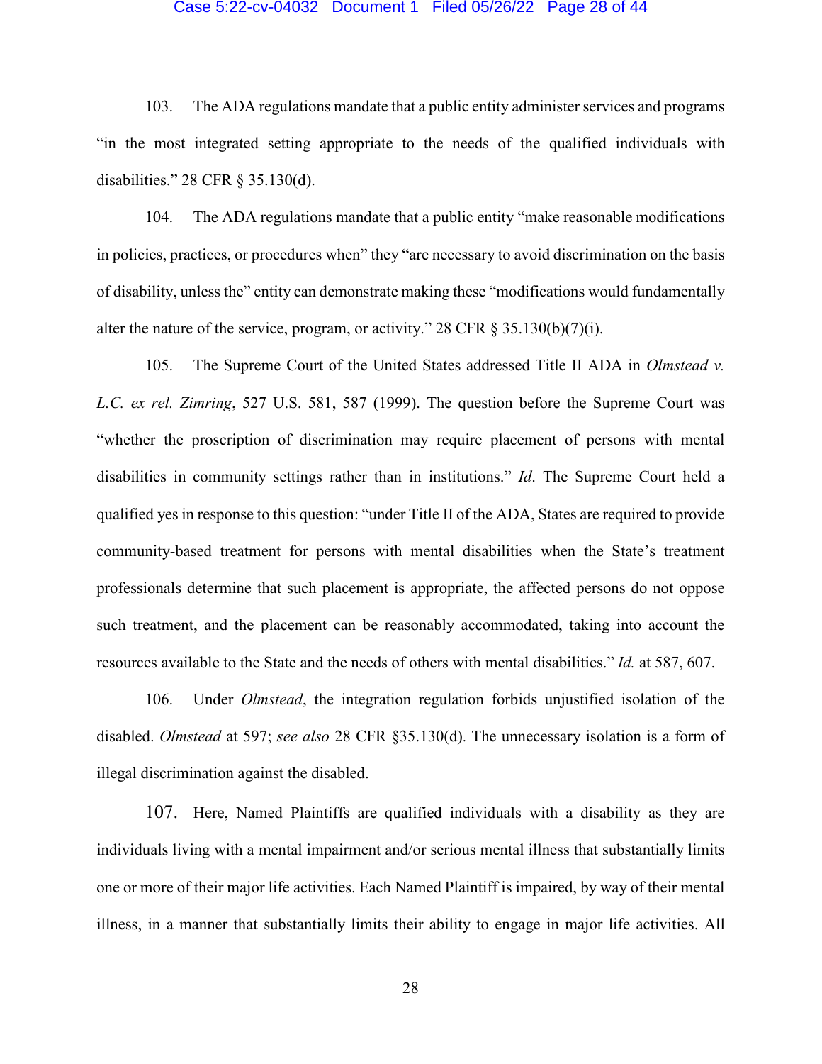103. The ADA regulations mandate that a public entity administer services and programs "in the most integrated setting appropriate to the needs of the qualified individuals with disabilities." 28 CFR § 35.130(d).

104. The ADA regulations mandate that a public entity "make reasonable modifications in policies, practices, or procedures when" they "are necessary to avoid discrimination on the basis of disability, unless the" entity can demonstrate making these "modifications would fundamentally alter the nature of the service, program, or activity." 28 CFR § 35.130(b)(7)(i).

105. The Supreme Court of the United States addressed Title II ADA in *Olmstead v. L.C. ex rel. Zimring*, 527 U.S. 581, 587 (1999). The question before the Supreme Court was "whether the proscription of discrimination may require placement of persons with mental disabilities in community settings rather than in institutions." *Id*. The Supreme Court held a qualified yes in response to this question: "under Title II of the ADA, States are required to provide community-based treatment for persons with mental disabilities when the State's treatment professionals determine that such placement is appropriate, the affected persons do not oppose such treatment, and the placement can be reasonably accommodated, taking into account the resources available to the State and the needs of others with mental disabilities." *Id.* at 587, 607.

106. Under *Olmstead*, the integration regulation forbids unjustified isolation of the disabled. *Olmstead* at 597; *see also* 28 CFR §35.130(d). The unnecessary isolation is a form of illegal discrimination against the disabled.

107. Here, Named Plaintiffs are qualified individuals with a disability as they are individuals living with a mental impairment and/or serious mental illness that substantially limits one or more of their major life activities. Each Named Plaintiff is impaired, by way of their mental illness, in a manner that substantially limits their ability to engage in major life activities. All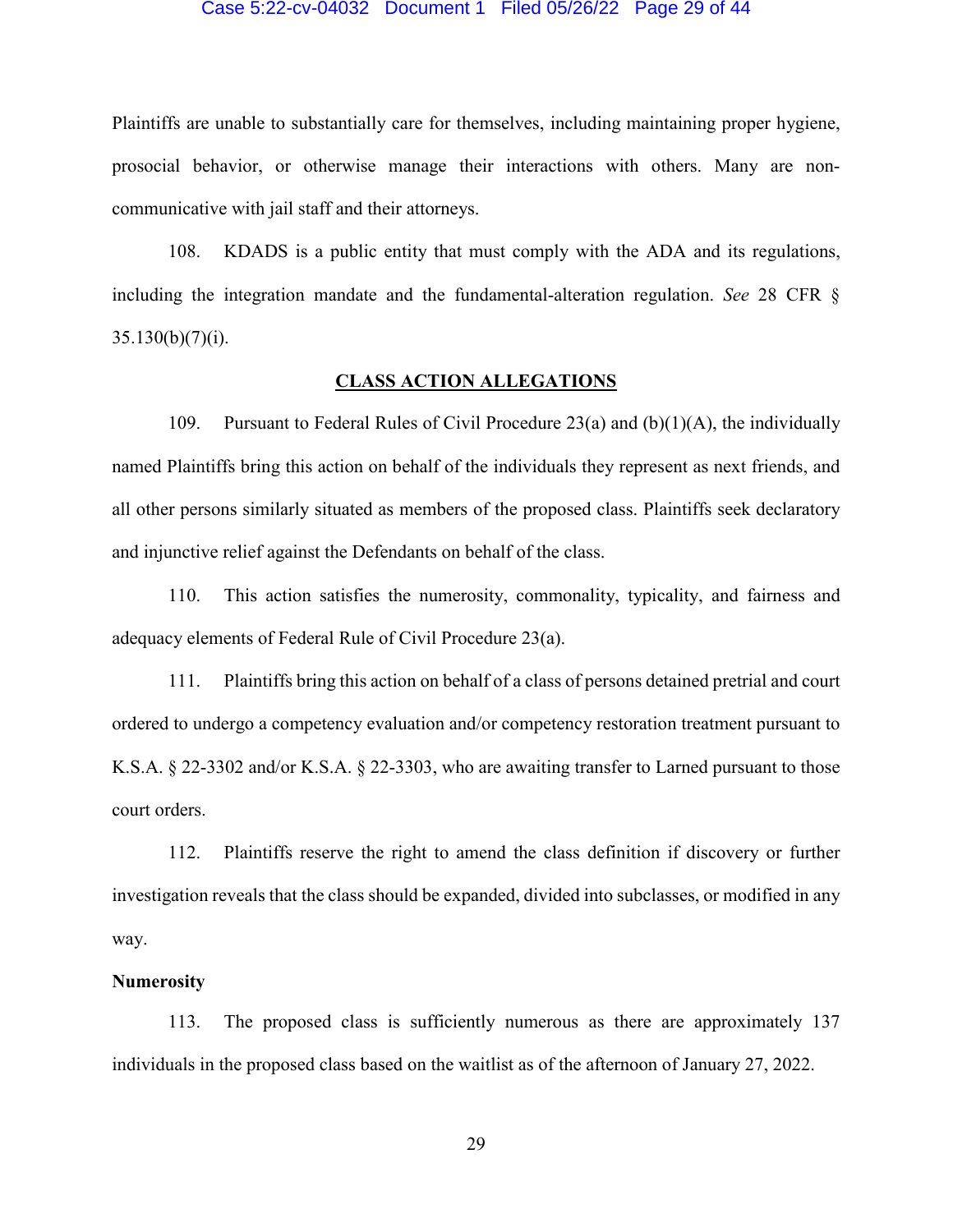Plaintiffs are unable to substantially care for themselves, including maintaining proper hygiene, prosocial behavior, or otherwise manage their interactions with others. Many are non-communicative with jail staff and their attorneys.

108. KDADS is a public entity that must comply with the ADA and its regulations, including the integration mandate and the fundamental-alteration regulation. *See* 28 CFR § 35.130(b)(7)(i).

## CLASS ACTION ALLEGATIONS

109. Pursuant to Federal Rules of Civil Procedure 23(a) and (b)(1)(A), the individually named Plaintiffs bring this action on behalf of the individuals they represent as next friends, and all other persons similarly situated as members of the proposed class. Plaintiffs seek declaratory and injunctive relief against the Defendants on behalf of the class.

110. This action satisfies the numerosity, commonality, typicality, and fairness and adequacy elements of Federal Rule of Civil Procedure 23(a).

111. Plaintiffs bring this action on behalf of a class of persons detained pretrial and court ordered to undergo a competency evaluation and/or competency restoration treatment pursuant to K.S.A. § 22-3302 and/or K.S.A. § 22-3303, who are awaiting transfer to Larned pursuant to those court orders.

112. Plaintiffs reserve the right to amend the class definition if discovery or further investigation reveals that the class should be expanded, divided into subclasses, or modified in any way.

**Numerosity**

113. The proposed class is sufficiently numerous as there are approximately 137 individuals in the proposed class based on the waitlist as of the afternoon of January 27, 2022.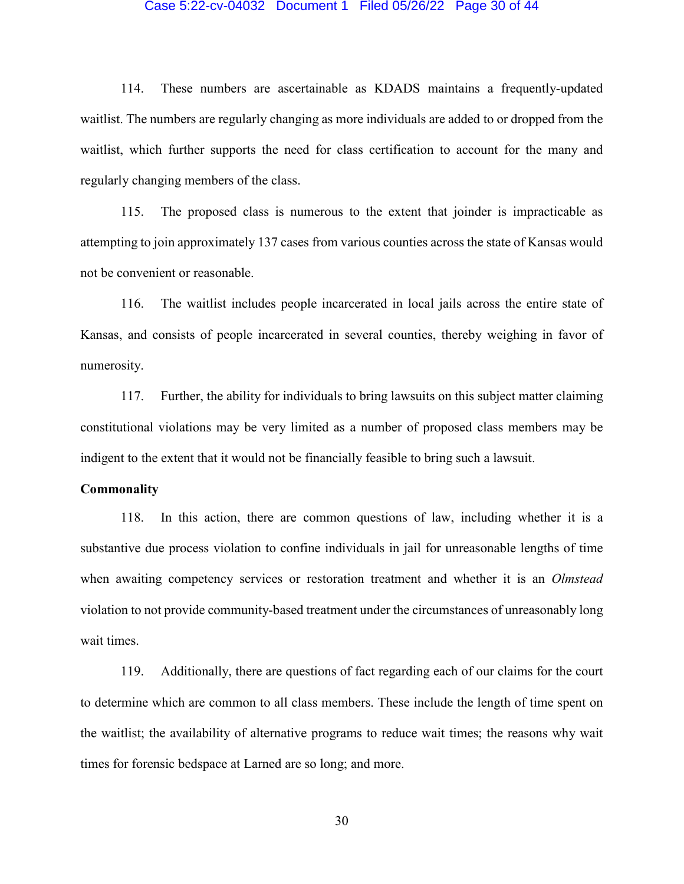114. These numbers are ascertainable as KDADS maintains a frequently-updated waitlist. The numbers are regularly changing as more individuals are added to or dropped from the waitlist, which further supports the need for class certification to account for the many and regularly changing members of the class.

115. The proposed class is numerous to the extent that joinder is impracticable as attempting to join approximately 137 cases from various counties across the state of Kansas would not be convenient or reasonable.

116. The waitlist includes people incarcerated in local jails across the entire state of Kansas, and consists of people incarcerated in several counties, thereby weighing in favor of numerosity.

117. Further, the ability for individuals to bring lawsuits on this subject matter claiming constitutional violations may be very limited as a number of proposed class members may be indigent to the extent that it would not be financially feasible to bring such a lawsuit.

**Commonality**

118. In this action, there are common questions of law, including whether it is a substantive due process violation to confine individuals in jail for unreasonable lengths of time when awaiting competency services or restoration treatment and whether it is an *Olmstead* violation to not provide community-based treatment under the circumstances of unreasonably long wait times.

119. Additionally, there are questions of fact regarding each of our claims for the court to determine which are common to all class members. These include the length of time spent on the waitlist; the availability of alternative programs to reduce wait times; the reasons why wait times for forensic bedspace at Larned are so long; and more.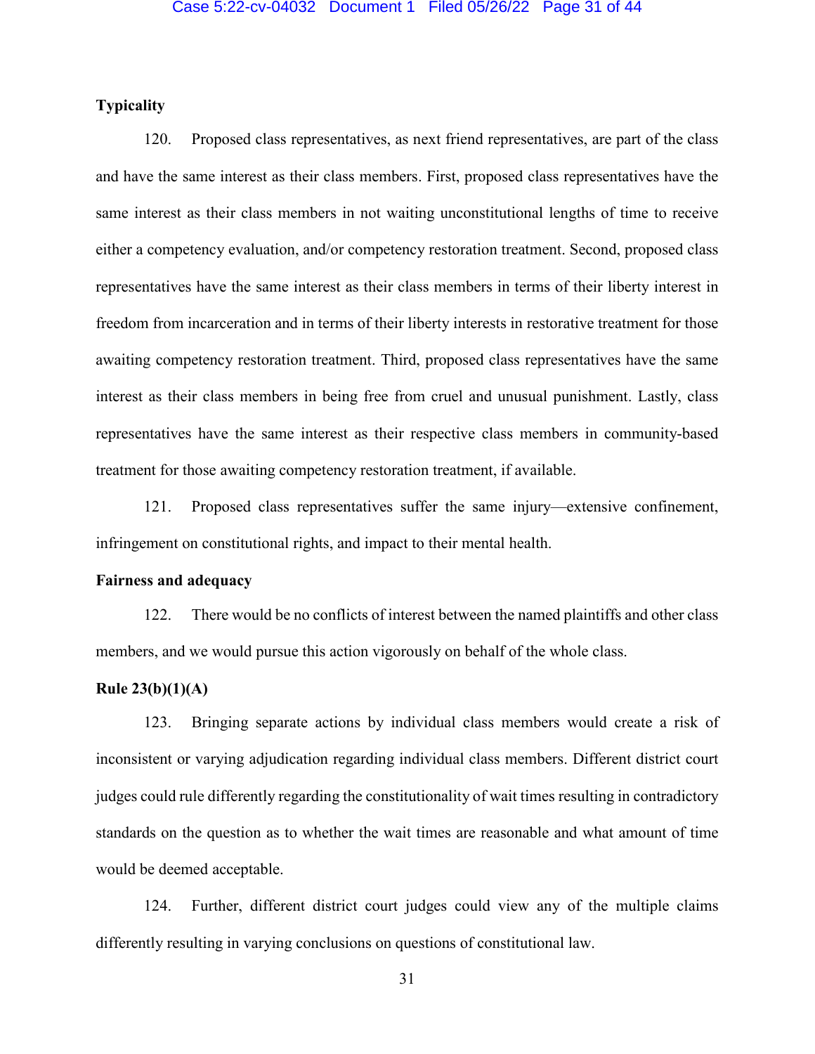**Typicality**

120. Proposed class representatives, as next friend representatives, are part of the class and have the same interest as their class members. First, proposed class representatives have the same interest as their class members in not waiting unconstitutional lengths of time to receive either a competency evaluation, and/or competency restoration treatment. Second, proposed class representatives have the same interest as their class members in terms of their liberty interest in freedom from incarceration and in terms of their liberty interests in restorative treatment for those awaiting competency restoration treatment. Third, proposed class representatives have the same interest as their class members in being free from cruel and unusual punishment. Lastly, class representatives have the same interest as their respective class members in community-based treatment for those awaiting competency restoration treatment, if available.

121. Proposed class representatives suffer the same injury—extensive confinement, infringement on constitutional rights, and impact to their mental health.

**Fairness and adequacy**

122. There would be no conflicts of interest between the named plaintiffs and other class members, and we would pursue this action vigorously on behalf of the whole class.

**Rule 23(b)(1)(A)**

123. Bringing separate actions by individual class members would create a risk of inconsistent or varying adjudication regarding individual class members. Different district court judges could rule differently regarding the constitutionality of wait times resulting in contradictory standards on the question as to whether the wait times are reasonable and what amount of time would be deemed acceptable.

124. Further, different district court judges could view any of the multiple claims differently resulting in varying conclusions on questions of constitutional law.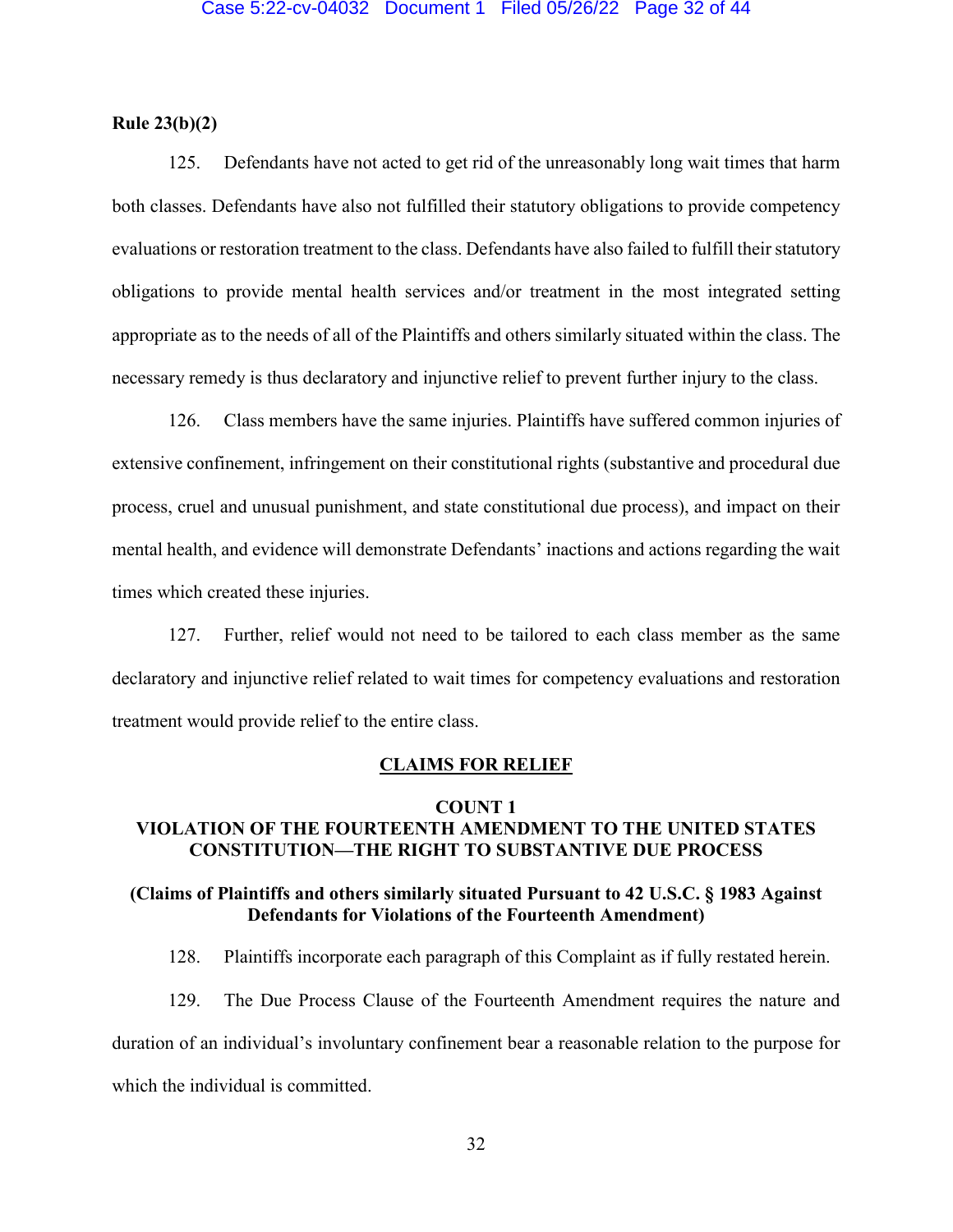**Rule 23(b)(2)**

125. Defendants have not acted to get rid of the unreasonably long wait times that harm both classes. Defendants have also not fulfilled their statutory obligations to provide competency evaluations or restoration treatment to the class. Defendants have also failed to fulfill their statutory obligations to provide mental health services and/or treatment in the most integrated setting appropriate as to the needs of all of the Plaintiffs and others similarly situated within the class. The necessary remedy is thus declaratory and injunctive relief to prevent further injury to the class.

126. Class members have the same injuries. Plaintiffs have suffered common injuries of extensive confinement, infringement on their constitutional rights (substantive and procedural due process, cruel and unusual punishment, and state constitutional due process), and impact on their mental health, and evidence will demonstrate Defendants' inactions and actions regarding the wait times which created these injuries.

127. Further, relief would not need to be tailored to each class member as the same declaratory and injunctive relief related to wait times for competency evaluations and restoration treatment would provide relief to the entire class.

## CLAIMS FOR RELIEF

### COUNT 1
### VIOLATION OF THE FOURTEENTH AMENDMENT TO THE UNITED STATES CONSTITUTION—THE RIGHT TO SUBSTANTIVE DUE PROCESS

**(Claims of Plaintiffs and others similarly situated Pursuant to 42 U.S.C. § 1983 Against Defendants for Violations of the Fourteenth Amendment)**

128. Plaintiffs incorporate each paragraph of this Complaint as if fully restated herein.

129. The Due Process Clause of the Fourteenth Amendment requires the nature and duration of an individual's involuntary confinement bear a reasonable relation to the purpose for which the individual is committed.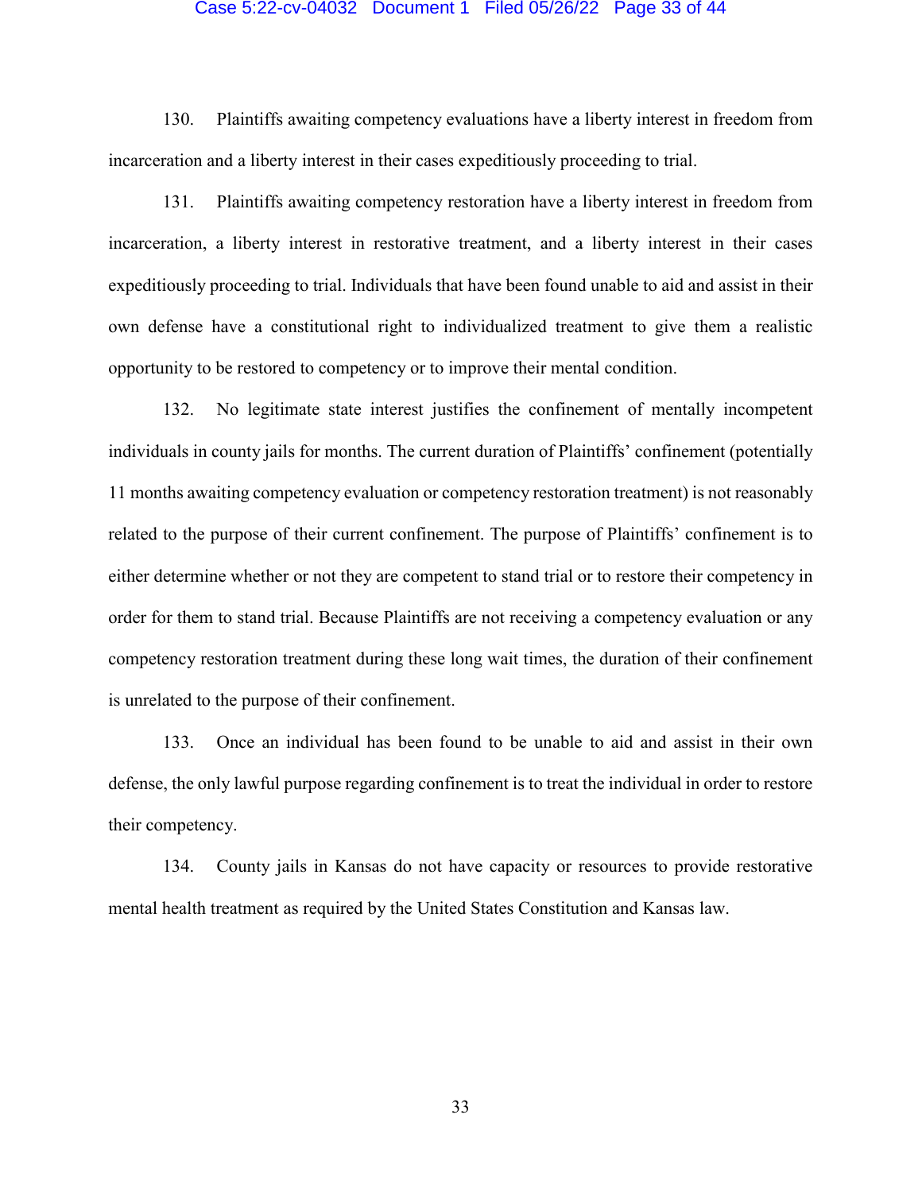130. Plaintiffs awaiting competency evaluations have a liberty interest in freedom from incarceration and a liberty interest in their cases expeditiously proceeding to trial.

131. Plaintiffs awaiting competency restoration have a liberty interest in freedom from incarceration, a liberty interest in restorative treatment, and a liberty interest in their cases expeditiously proceeding to trial. Individuals that have been found unable to aid and assist in their own defense have a constitutional right to individualized treatment to give them a realistic opportunity to be restored to competency or to improve their mental condition.

132. No legitimate state interest justifies the confinement of mentally incompetent individuals in county jails for months. The current duration of Plaintiffs' confinement (potentially 11 months awaiting competency evaluation or competency restoration treatment) is not reasonably related to the purpose of their current confinement. The purpose of Plaintiffs' confinement is to either determine whether or not they are competent to stand trial or to restore their competency in order for them to stand trial. Because Plaintiffs are not receiving a competency evaluation or any competency restoration treatment during these long wait times, the duration of their confinement is unrelated to the purpose of their confinement.

133. Once an individual has been found to be unable to aid and assist in their own defense, the only lawful purpose regarding confinement is to treat the individual in order to restore their competency.

134. County jails in Kansas do not have capacity or resources to provide restorative mental health treatment as required by the United States Constitution and Kansas law.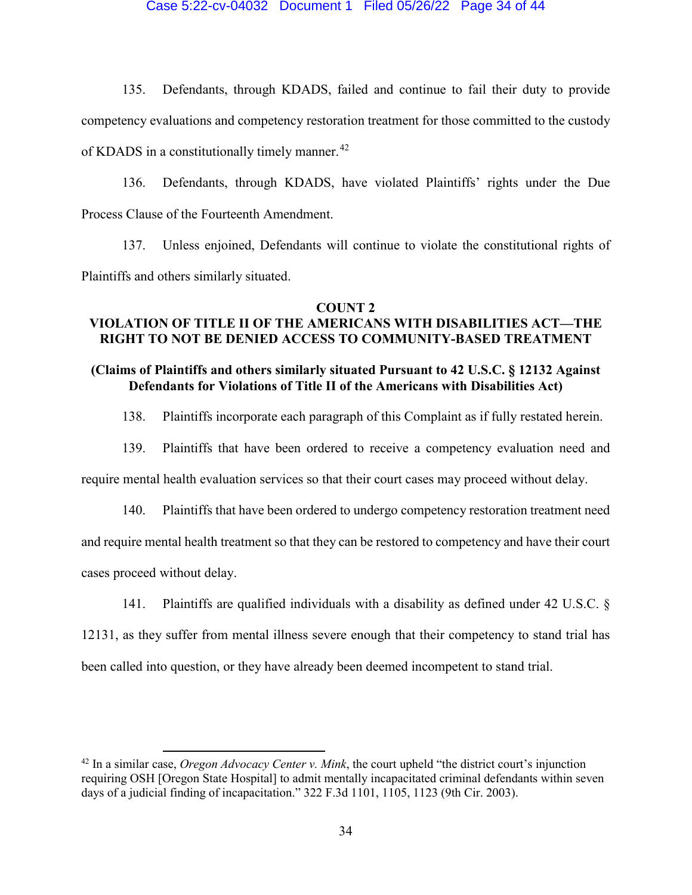135. Defendants, through KDADS, failed and continue to fail their duty to provide competency evaluations and competency restoration treatment for those committed to the custody of KDADS in a constitutionally timely manner.[42]

136. Defendants, through KDADS, have violated Plaintiffs' rights under the Due Process Clause of the Fourteenth Amendment.

137. Unless enjoined, Defendants will continue to violate the constitutional rights of Plaintiffs and others similarly situated.

## COUNT 2
## VIOLATION OF TITLE II OF THE AMERICANS WITH DISABILITIES ACT—THE RIGHT TO NOT BE DENIED ACCESS TO COMMUNITY-BASED TREATMENT

**(Claims of Plaintiffs and others similarly situated Pursuant to 42 U.S.C. § 12132 Against Defendants for Violations of Title II of the Americans with Disabilities Act)**

138. Plaintiffs incorporate each paragraph of this Complaint as if fully restated herein.

139. Plaintiffs that have been ordered to receive a competency evaluation need and require mental health evaluation services so that their court cases may proceed without delay.

140. Plaintiffs that have been ordered to undergo competency restoration treatment need and require mental health treatment so that they can be restored to competency and have their court cases proceed without delay.

141. Plaintiffs are qualified individuals with a disability as defined under 42 U.S.C. § 12131, as they suffer from mental illness severe enough that their competency to stand trial has been called into question, or they have already been deemed incompetent to stand trial.

---

[42] In a similar case, *Oregon Advocacy Center v. Mink*, the court upheld "the district court's injunction requiring OSH [Oregon State Hospital] to admit mentally incapacitated criminal defendants within seven days of a judicial finding of incapacitation." 322 F.3d 1101, 1105, 1123 (9th Cir. 2003).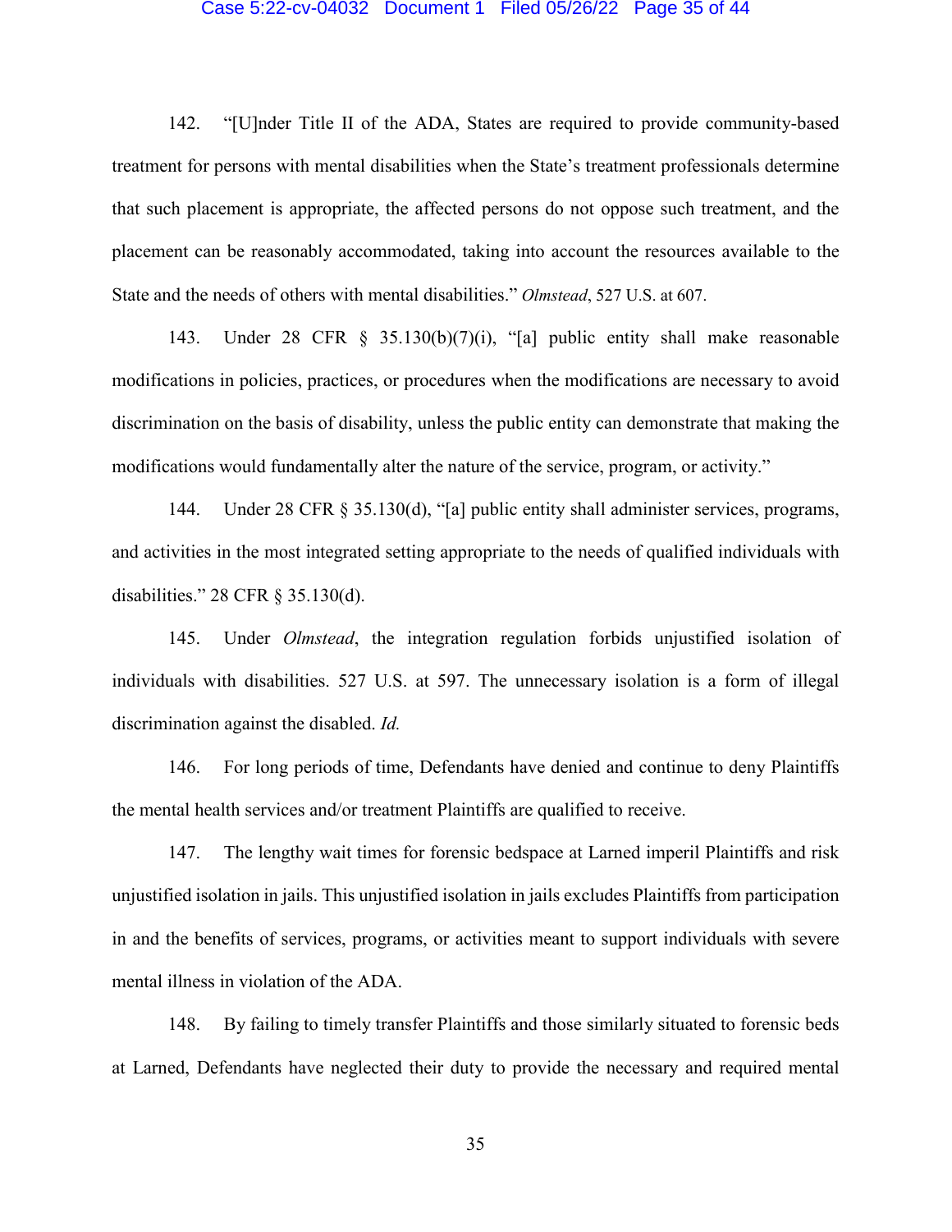142. "[U]nder Title II of the ADA, States are required to provide community-based treatment for persons with mental disabilities when the State's treatment professionals determine that such placement is appropriate, the affected persons do not oppose such treatment, and the placement can be reasonably accommodated, taking into account the resources available to the State and the needs of others with mental disabilities." *Olmstead*, 527 U.S. at 607.

143. Under 28 CFR § 35.130(b)(7)(i), "[a] public entity shall make reasonable modifications in policies, practices, or procedures when the modifications are necessary to avoid discrimination on the basis of disability, unless the public entity can demonstrate that making the modifications would fundamentally alter the nature of the service, program, or activity."

144. Under 28 CFR § 35.130(d), "[a] public entity shall administer services, programs, and activities in the most integrated setting appropriate to the needs of qualified individuals with disabilities." 28 CFR § 35.130(d).

145. Under *Olmstead*, the integration regulation forbids unjustified isolation of individuals with disabilities. 527 U.S. at 597. The unnecessary isolation is a form of illegal discrimination against the disabled. *Id.*

146. For long periods of time, Defendants have denied and continue to deny Plaintiffs the mental health services and/or treatment Plaintiffs are qualified to receive.

147. The lengthy wait times for forensic bedspace at Larned imperil Plaintiffs and risk unjustified isolation in jails. This unjustified isolation in jails excludes Plaintiffs from participation in and the benefits of services, programs, or activities meant to support individuals with severe mental illness in violation of the ADA.

148. By failing to timely transfer Plaintiffs and those similarly situated to forensic beds at Larned, Defendants have neglected their duty to provide the necessary and required mental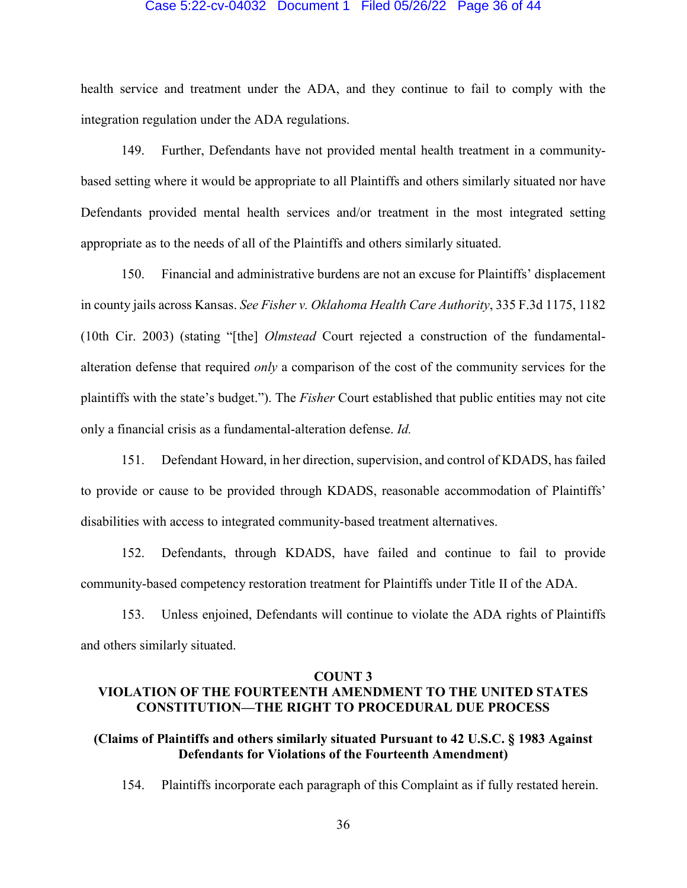health service and treatment under the ADA, and they continue to fail to comply with the integration regulation under the ADA regulations.

149. Further, Defendants have not provided mental health treatment in a community-based setting where it would be appropriate to all Plaintiffs and others similarly situated nor have Defendants provided mental health services and/or treatment in the most integrated setting appropriate as to the needs of all of the Plaintiffs and others similarly situated.

150. Financial and administrative burdens are not an excuse for Plaintiffs' displacement in county jails across Kansas. *See Fisher v. Oklahoma Health Care Authority*, 335 F.3d 1175, 1182 (10th Cir. 2003) (stating "[the] *Olmstead* Court rejected a construction of the fundamental-alteration defense that required *only* a comparison of the cost of the community services for the plaintiffs with the state's budget."). The *Fisher* Court established that public entities may not cite only a financial crisis as a fundamental-alteration defense. *Id.*

151. Defendant Howard, in her direction, supervision, and control of KDADS, has failed to provide or cause to be provided through KDADS, reasonable accommodation of Plaintiffs' disabilities with access to integrated community-based treatment alternatives.

152. Defendants, through KDADS, have failed and continue to fail to provide community-based competency restoration treatment for Plaintiffs under Title II of the ADA.

153. Unless enjoined, Defendants will continue to violate the ADA rights of Plaintiffs and others similarly situated.

## COUNT 3
## VIOLATION OF THE FOURTEENTH AMENDMENT TO THE UNITED STATES CONSTITUTION—THE RIGHT TO PROCEDURAL DUE PROCESS

**(Claims of Plaintiffs and others similarly situated Pursuant to 42 U.S.C. § 1983 Against Defendants for Violations of the Fourteenth Amendment)**

154. Plaintiffs incorporate each paragraph of this Complaint as if fully restated herein.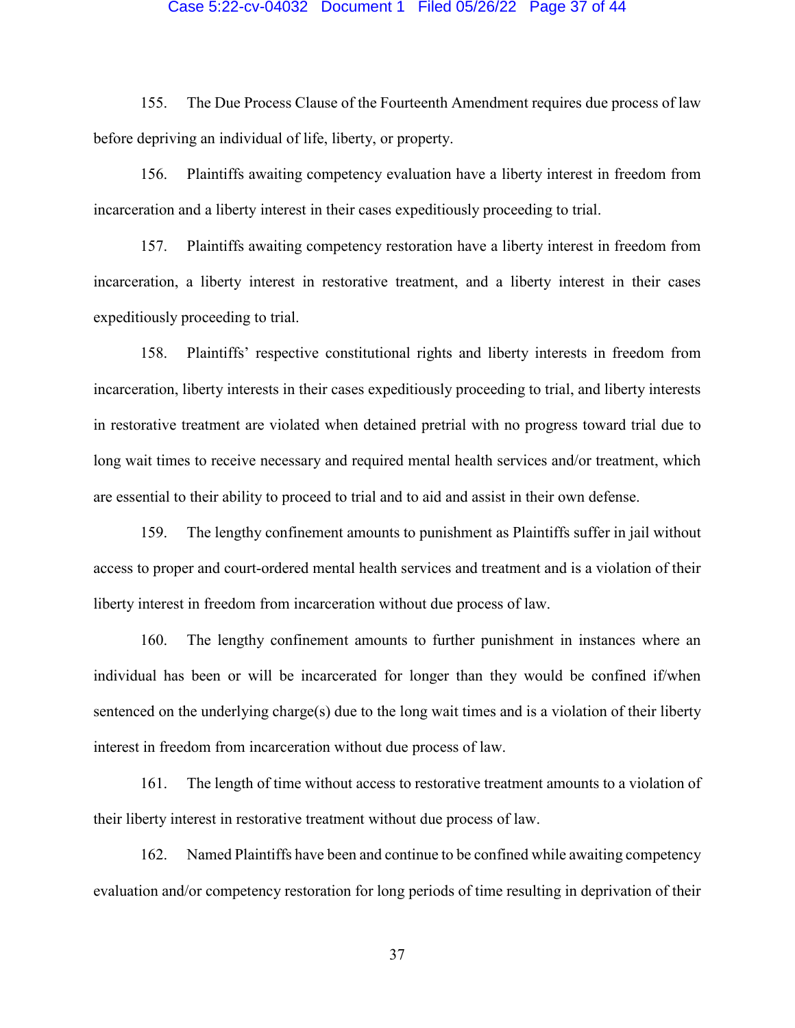155. The Due Process Clause of the Fourteenth Amendment requires due process of law before depriving an individual of life, liberty, or property.

156. Plaintiffs awaiting competency evaluation have a liberty interest in freedom from incarceration and a liberty interest in their cases expeditiously proceeding to trial.

157. Plaintiffs awaiting competency restoration have a liberty interest in freedom from incarceration, a liberty interest in restorative treatment, and a liberty interest in their cases expeditiously proceeding to trial.

158. Plaintiffs' respective constitutional rights and liberty interests in freedom from incarceration, liberty interests in their cases expeditiously proceeding to trial, and liberty interests in restorative treatment are violated when detained pretrial with no progress toward trial due to long wait times to receive necessary and required mental health services and/or treatment, which are essential to their ability to proceed to trial and to aid and assist in their own defense.

159. The lengthy confinement amounts to punishment as Plaintiffs suffer in jail without access to proper and court-ordered mental health services and treatment and is a violation of their liberty interest in freedom from incarceration without due process of law.

160. The lengthy confinement amounts to further punishment in instances where an individual has been or will be incarcerated for longer than they would be confined if/when sentenced on the underlying charge(s) due to the long wait times and is a violation of their liberty interest in freedom from incarceration without due process of law.

161. The length of time without access to restorative treatment amounts to a violation of their liberty interest in restorative treatment without due process of law.

162. Named Plaintiffs have been and continue to be confined while awaiting competency evaluation and/or competency restoration for long periods of time resulting in deprivation of their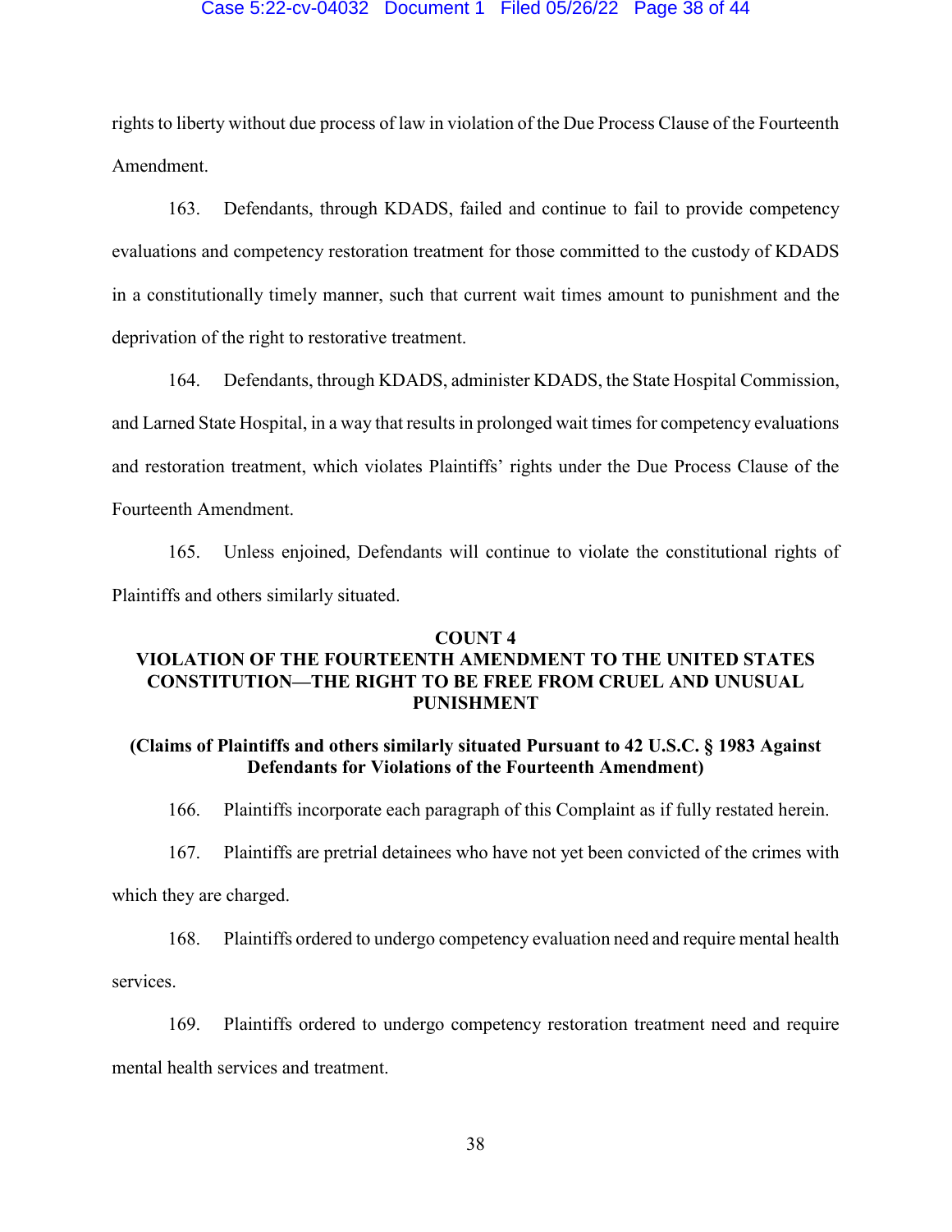rights to liberty without due process of law in violation of the Due Process Clause of the Fourteenth Amendment.

163. Defendants, through KDADS, failed and continue to fail to provide competency evaluations and competency restoration treatment for those committed to the custody of KDADS in a constitutionally timely manner, such that current wait times amount to punishment and the deprivation of the right to restorative treatment.

164. Defendants, through KDADS, administer KDADS, the State Hospital Commission, and Larned State Hospital, in a way that results in prolonged wait times for competency evaluations and restoration treatment, which violates Plaintiffs' rights under the Due Process Clause of the Fourteenth Amendment.

165. Unless enjoined, Defendants will continue to violate the constitutional rights of Plaintiffs and others similarly situated.

## COUNT 4
## VIOLATION OF THE FOURTEENTH AMENDMENT TO THE UNITED STATES CONSTITUTION—THE RIGHT TO BE FREE FROM CRUEL AND UNUSUAL PUNISHMENT

**(Claims of Plaintiffs and others similarly situated Pursuant to 42 U.S.C. § 1983 Against Defendants for Violations of the Fourteenth Amendment)**

166. Plaintiffs incorporate each paragraph of this Complaint as if fully restated herein.

167. Plaintiffs are pretrial detainees who have not yet been convicted of the crimes with which they are charged.

168. Plaintiffs ordered to undergo competency evaluation need and require mental health services.

169. Plaintiffs ordered to undergo competency restoration treatment need and require mental health services and treatment.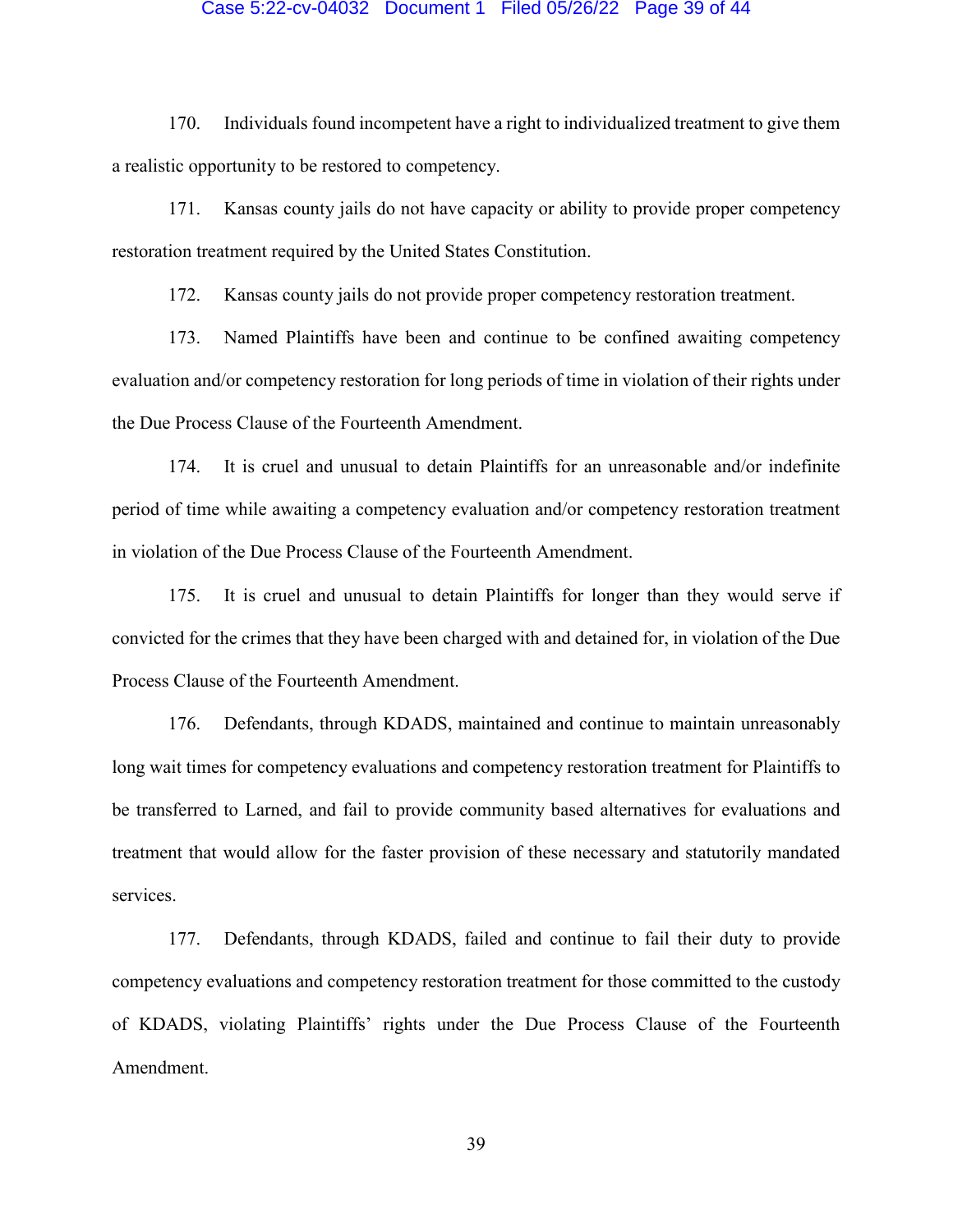170. Individuals found incompetent have a right to individualized treatment to give them a realistic opportunity to be restored to competency.

171. Kansas county jails do not have capacity or ability to provide proper competency restoration treatment required by the United States Constitution.

172. Kansas county jails do not provide proper competency restoration treatment.

173. Named Plaintiffs have been and continue to be confined awaiting competency evaluation and/or competency restoration for long periods of time in violation of their rights under the Due Process Clause of the Fourteenth Amendment.

174. It is cruel and unusual to detain Plaintiffs for an unreasonable and/or indefinite period of time while awaiting a competency evaluation and/or competency restoration treatment in violation of the Due Process Clause of the Fourteenth Amendment.

175. It is cruel and unusual to detain Plaintiffs for longer than they would serve if convicted for the crimes that they have been charged with and detained for, in violation of the Due Process Clause of the Fourteenth Amendment.

176. Defendants, through KDADS, maintained and continue to maintain unreasonably long wait times for competency evaluations and competency restoration treatment for Plaintiffs to be transferred to Larned, and fail to provide community based alternatives for evaluations and treatment that would allow for the faster provision of these necessary and statutorily mandated services.

177. Defendants, through KDADS, failed and continue to fail their duty to provide competency evaluations and competency restoration treatment for those committed to the custody of KDADS, violating Plaintiffs' rights under the Due Process Clause of the Fourteenth Amendment.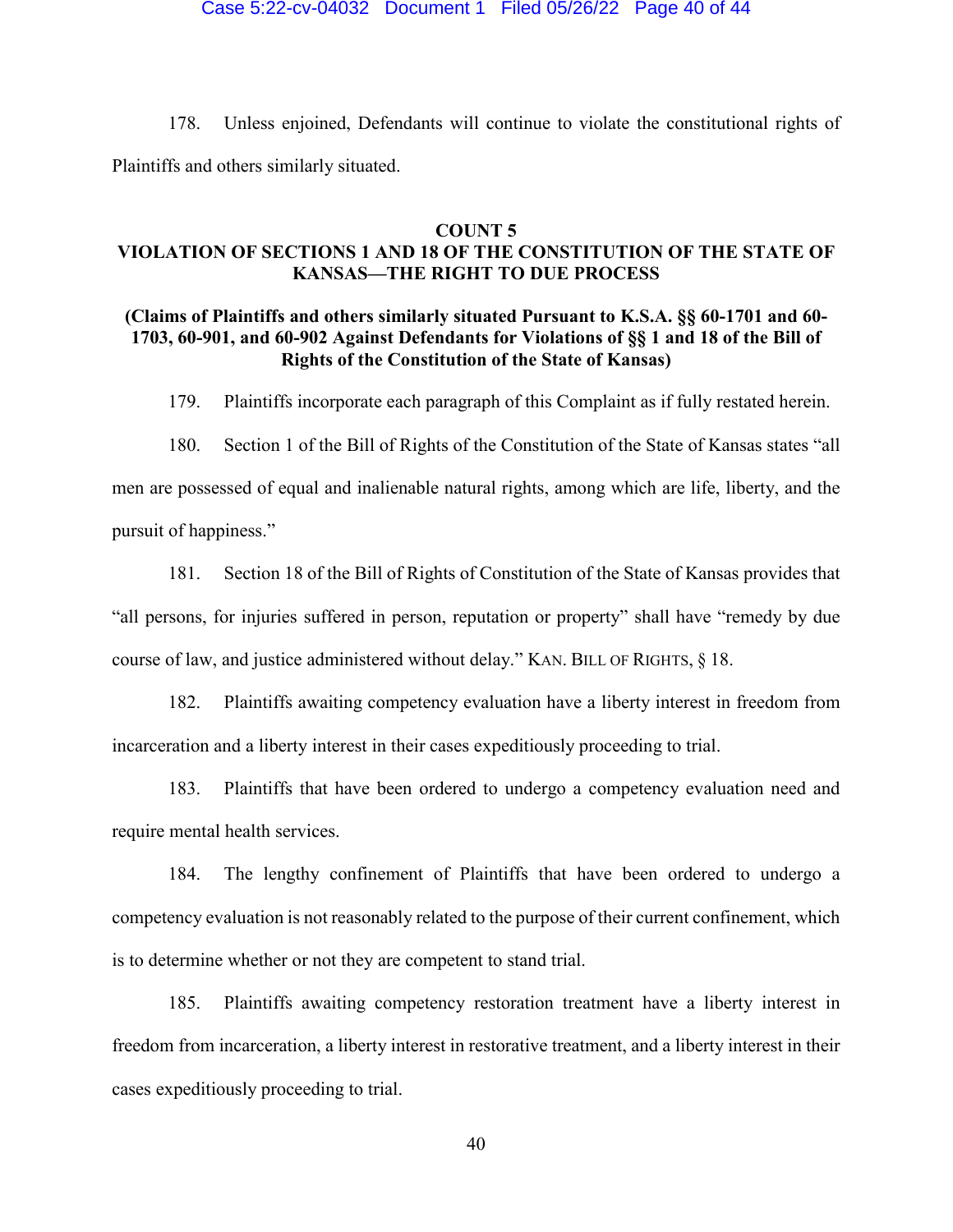178. Unless enjoined, Defendants will continue to violate the constitutional rights of Plaintiffs and others similarly situated.

## COUNT 5
## VIOLATION OF SECTIONS 1 AND 18 OF THE CONSTITUTION OF THE STATE OF KANSAS—THE RIGHT TO DUE PROCESS

**(Claims of Plaintiffs and others similarly situated Pursuant to K.S.A. §§ 60-1701 and 60-1703, 60-901, and 60-902 Against Defendants for Violations of §§ 1 and 18 of the Bill of Rights of the Constitution of the State of Kansas)**

179. Plaintiffs incorporate each paragraph of this Complaint as if fully restated herein.

180. Section 1 of the Bill of Rights of the Constitution of the State of Kansas states "all men are possessed of equal and inalienable natural rights, among which are life, liberty, and the pursuit of happiness."

181. Section 18 of the Bill of Rights of Constitution of the State of Kansas provides that "all persons, for injuries suffered in person, reputation or property" shall have "remedy by due course of law, and justice administered without delay." KAN. BILL OF RIGHTS, § 18.

182. Plaintiffs awaiting competency evaluation have a liberty interest in freedom from incarceration and a liberty interest in their cases expeditiously proceeding to trial.

183. Plaintiffs that have been ordered to undergo a competency evaluation need and require mental health services.

184. The lengthy confinement of Plaintiffs that have been ordered to undergo a competency evaluation is not reasonably related to the purpose of their current confinement, which is to determine whether or not they are competent to stand trial.

185. Plaintiffs awaiting competency restoration treatment have a liberty interest in freedom from incarceration, a liberty interest in restorative treatment, and a liberty interest in their cases expeditiously proceeding to trial.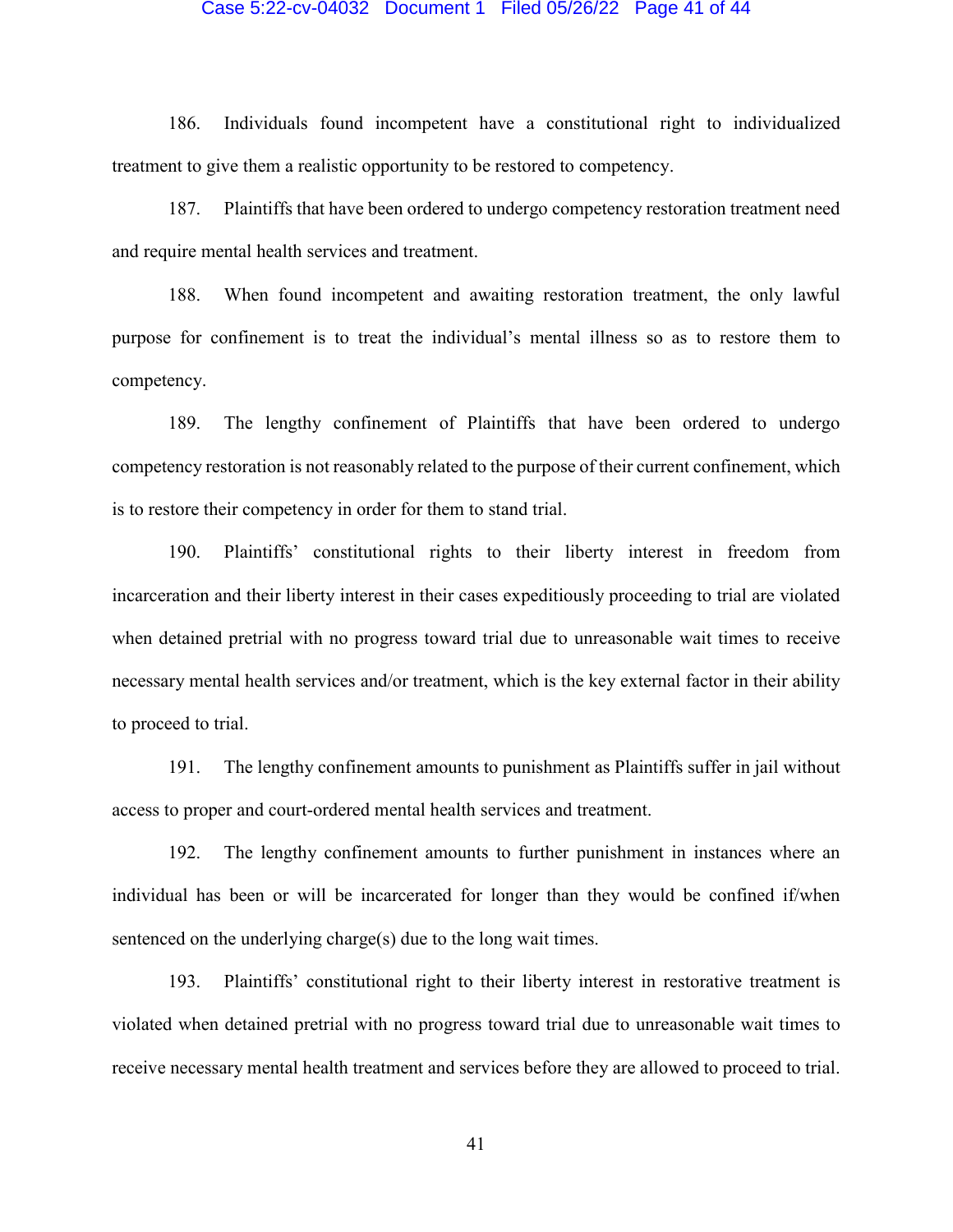186. Individuals found incompetent have a constitutional right to individualized treatment to give them a realistic opportunity to be restored to competency.

187. Plaintiffs that have been ordered to undergo competency restoration treatment need and require mental health services and treatment.

188. When found incompetent and awaiting restoration treatment, the only lawful purpose for confinement is to treat the individual's mental illness so as to restore them to competency.

189. The lengthy confinement of Plaintiffs that have been ordered to undergo competency restoration is not reasonably related to the purpose of their current confinement, which is to restore their competency in order for them to stand trial.

190. Plaintiffs' constitutional rights to their liberty interest in freedom from incarceration and their liberty interest in their cases expeditiously proceeding to trial are violated when detained pretrial with no progress toward trial due to unreasonable wait times to receive necessary mental health services and/or treatment, which is the key external factor in their ability to proceed to trial.

191. The lengthy confinement amounts to punishment as Plaintiffs suffer in jail without access to proper and court-ordered mental health services and treatment.

192. The lengthy confinement amounts to further punishment in instances where an individual has been or will be incarcerated for longer than they would be confined if/when sentenced on the underlying charge(s) due to the long wait times.

193. Plaintiffs' constitutional right to their liberty interest in restorative treatment is violated when detained pretrial with no progress toward trial due to unreasonable wait times to receive necessary mental health treatment and services before they are allowed to proceed to trial.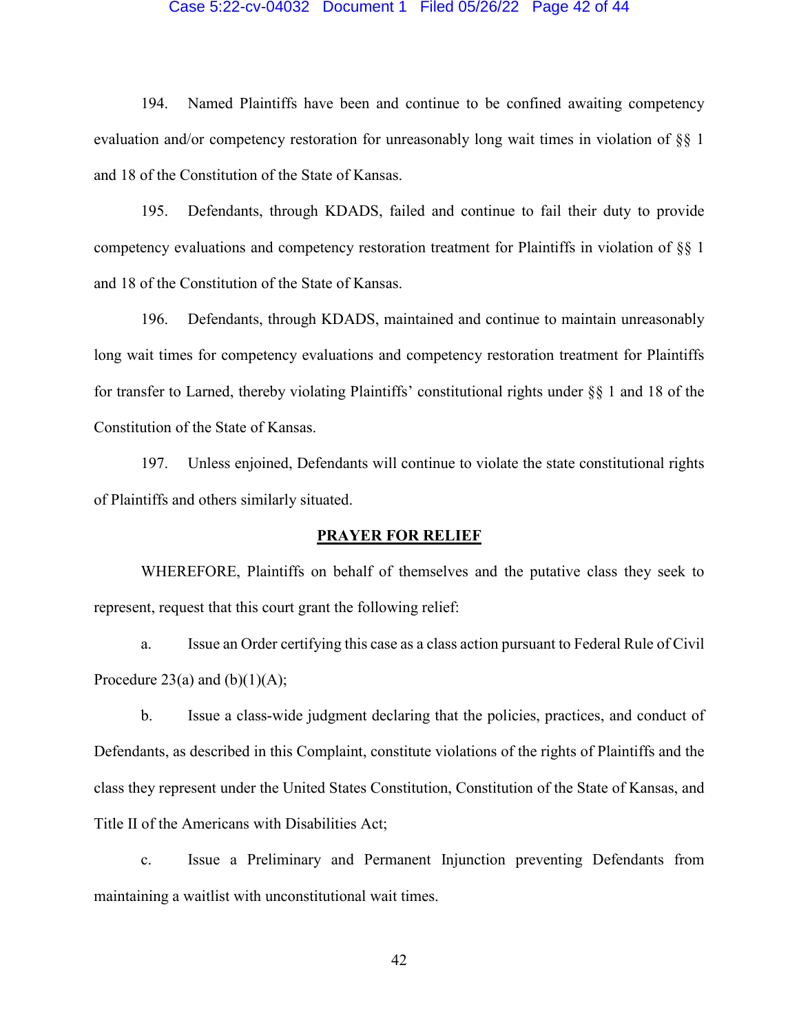194. Named Plaintiffs have been and continue to be confined awaiting competency evaluation and/or competency restoration for unreasonably long wait times in violation of §§ 1 and 18 of the Constitution of the State of Kansas.

195. Defendants, through KDADS, failed and continue to fail their duty to provide competency evaluations and competency restoration treatment for Plaintiffs in violation of §§ 1 and 18 of the Constitution of the State of Kansas.

196. Defendants, through KDADS, maintained and continue to maintain unreasonably long wait times for competency evaluations and competency restoration treatment for Plaintiffs for transfer to Larned, thereby violating Plaintiffs' constitutional rights under §§ 1 and 18 of the Constitution of the State of Kansas.

197. Unless enjoined, Defendants will continue to violate the state constitutional rights of Plaintiffs and others similarly situated.

## PRAYER FOR RELIEF

WHEREFORE, Plaintiffs on behalf of themselves and the putative class they seek to represent, request that this court grant the following relief:

a. Issue an Order certifying this case as a class action pursuant to Federal Rule of Civil Procedure 23(a) and (b)(1)(A);

b. Issue a class-wide judgment declaring that the policies, practices, and conduct of Defendants, as described in this Complaint, constitute violations of the rights of Plaintiffs and the class they represent under the United States Constitution, Constitution of the State of Kansas, and Title II of the Americans with Disabilities Act;

c. Issue a Preliminary and Permanent Injunction preventing Defendants from maintaining a waitlist with unconstitutional wait times.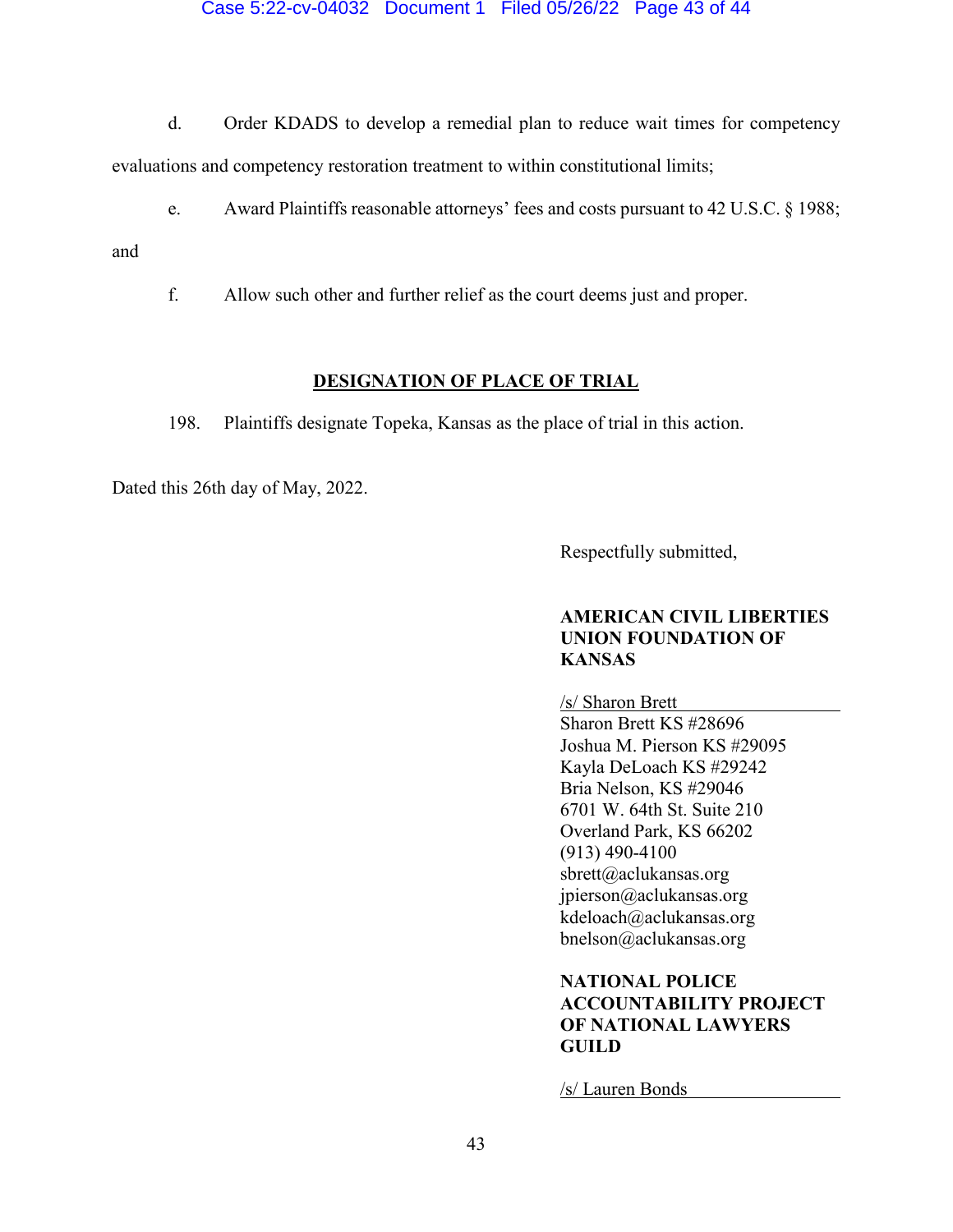d. Order KDADS to develop a remedial plan to reduce wait times for competency evaluations and competency restoration treatment to within constitutional limits;

e. Award Plaintiffs reasonable attorneys' fees and costs pursuant to 42 U.S.C. § 1988; and

f. Allow such other and further relief as the court deems just and proper.

**DESIGNATION OF PLACE OF TRIAL**

198. Plaintiffs designate Topeka, Kansas as the place of trial in this action.

Dated this 26th day of May, 2022.

Respectfully submitted,

**AMERICAN CIVIL LIBERTIES UNION FOUNDATION OF KANSAS**

/s/ Sharon Brett
Sharon Brett KS #28696
Joshua M. Pierson KS #29095
Kayla DeLoach KS #29242
Bria Nelson, KS #29046
6701 W. 64th St. Suite 210
Overland Park, KS 66202
(913) 490-4100
sbrett@aclukansas.org
jpierson@aclukansas.org
kdeloach@aclukansas.org
bnelson@aclukansas.org

**NATIONAL POLICE ACCOUNTABILITY PROJECT OF NATIONAL LAWYERS GUILD**

/s/ Lauren Bonds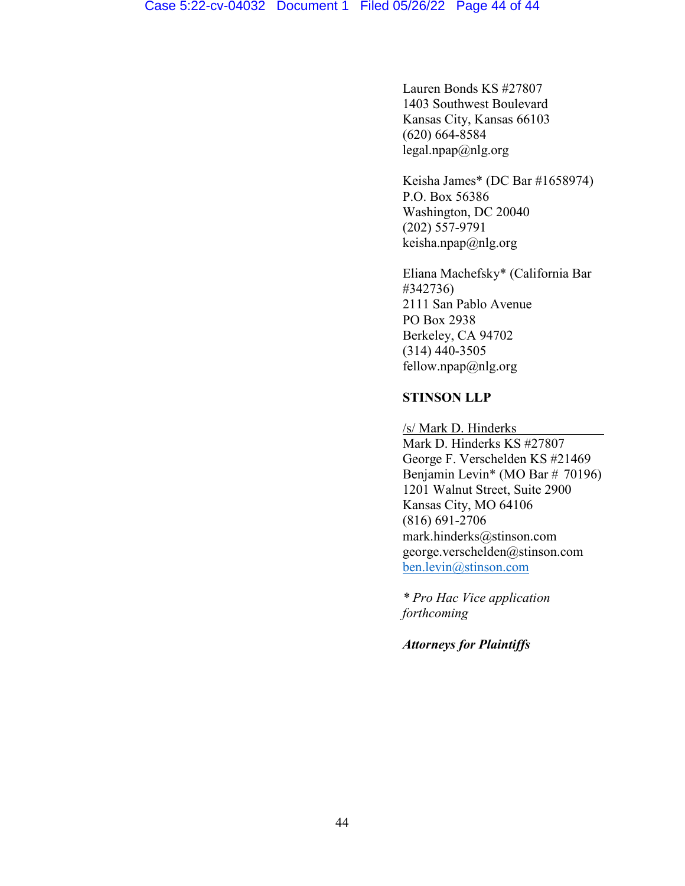Lauren Bonds KS #27807
1403 Southwest Boulevard
Kansas City, Kansas 66103
(620) 664-8584
legal.npap@nlg.org

Keisha James* (DC Bar #1658974)
P.O. Box 56386
Washington, DC 20040
(202) 557-9791
keisha.npap@nlg.org

Eliana Machefsky* (California Bar #342736)
2111 San Pablo Avenue
PO Box 2938
Berkeley, CA 94702
(314) 440-3505
fellow.npap@nlg.org

**STINSON LLP**

/s/ Mark D. Hinderks
Mark D. Hinderks KS #27807
George F. Verschelden KS #21469
Benjamin Levin* (MO Bar # 70196)
1201 Walnut Street, Suite 2900
Kansas City, MO 64106
(816) 691-2706
mark.hinderks@stinson.com
george.verschelden@stinson.com
ben.levin@stinson.com

*\* Pro Hac Vice application forthcoming*

***Attorneys for Plaintiffs***